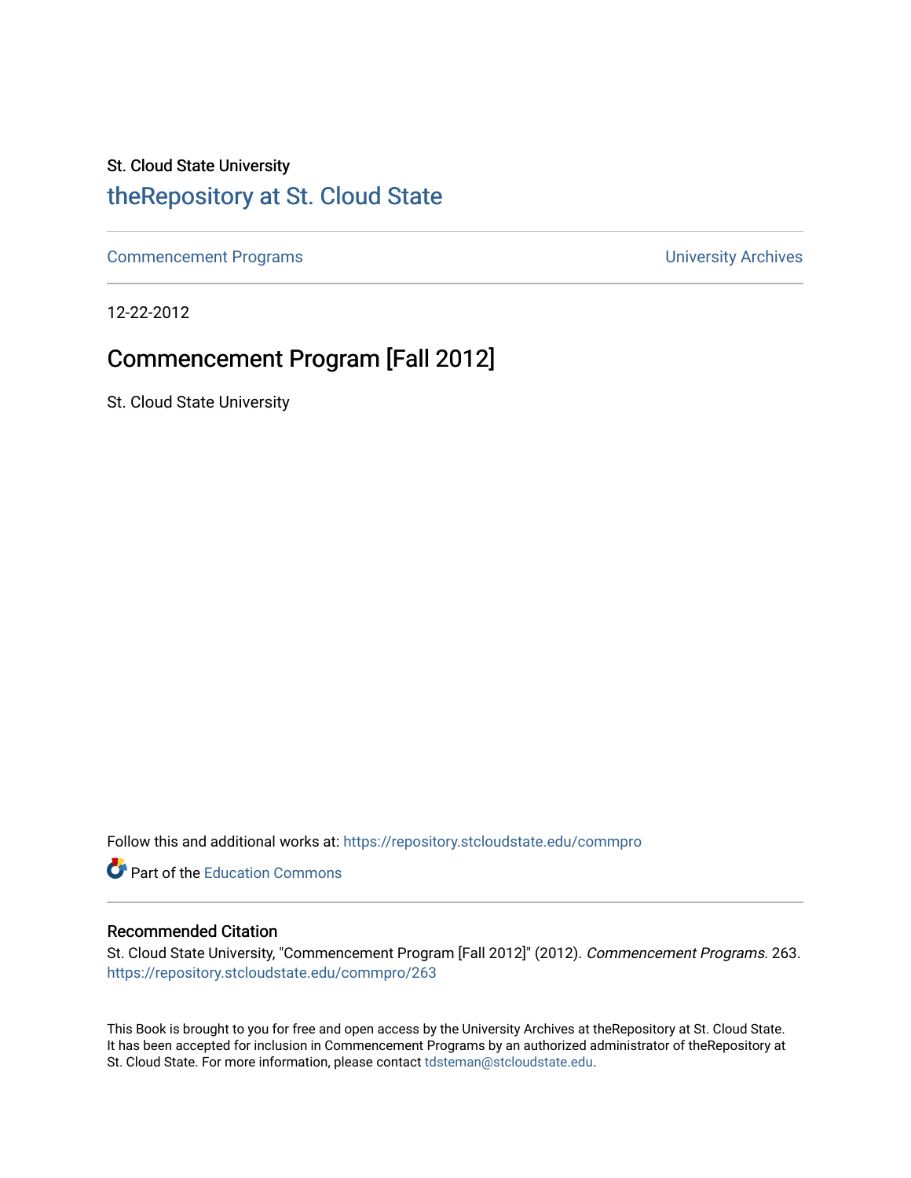St. Cloud State University

# theRepository at St. Cloud State

Commencement Programs

University Archives

12-22-2012

## Commencement Program [Fall 2012]

St. Cloud State University

Follow this and additional works at: https://repository.stcloudstate.edu/commpro

Part of the Education Commons

### Recommended Citation

St. Cloud State University, "Commencement Program [Fall 2012]" (2012). *Commencement Programs*. 263.
https://repository.stcloudstate.edu/commpro/263

This Book is brought to you for free and open access by the University Archives at theRepository at St. Cloud State. It has been accepted for inclusion in Commencement Programs by an authorized administrator of theRepository at St. Cloud State. For more information, please contact tdsteman@stcloudstate.edu.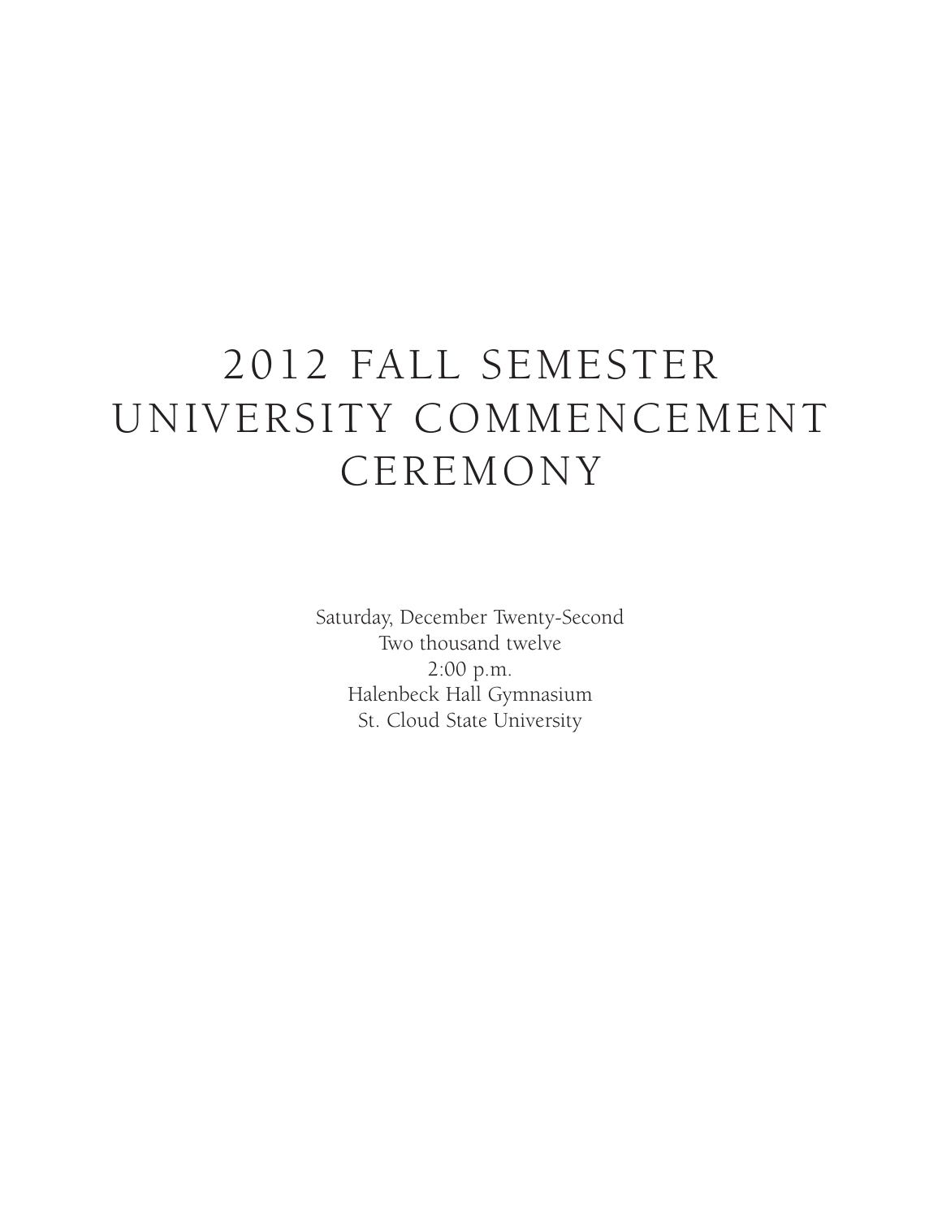# 2012 FALL SEMESTER UNIVERSITY COMMENCEMENT CEREMONY

Saturday, December Twenty-Second
Two thousand twelve
2:00 p.m.
Halenbeck Hall Gymnasium
St. Cloud State University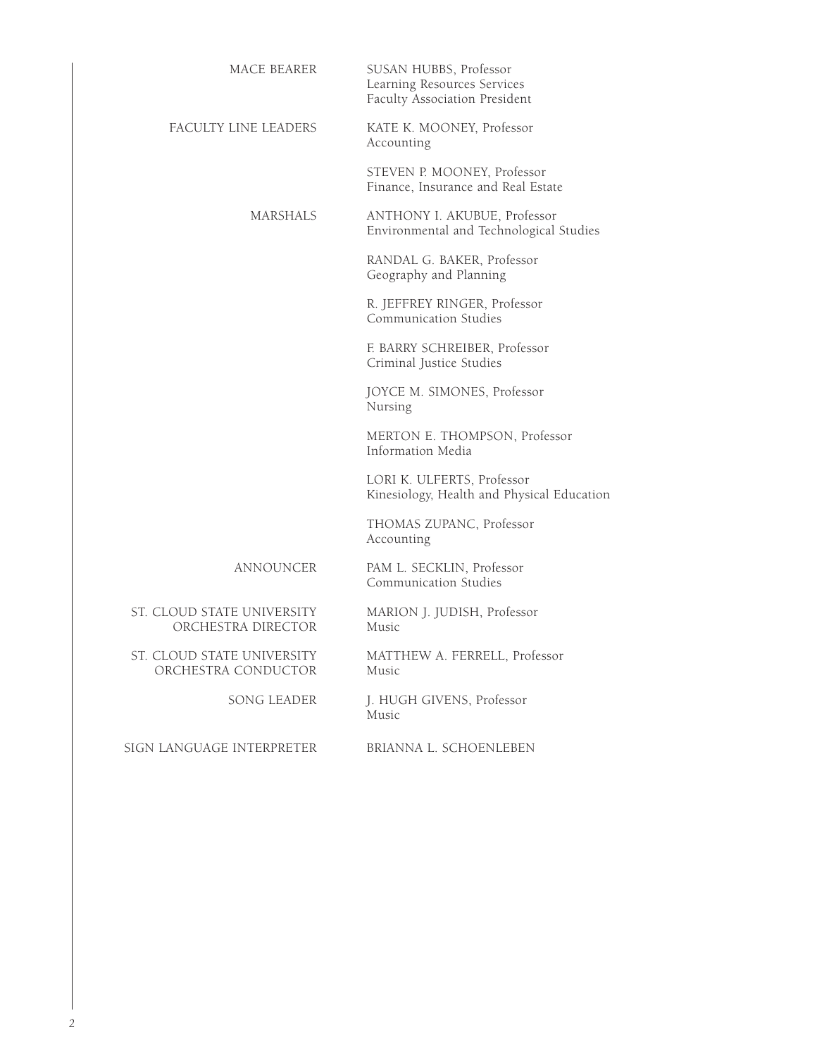| | |
|---|---|
| MACE BEARER | SUSAN HUBBS, Professor<br>Learning Resources Services<br>Faculty Association President |
| FACULTY LINE LEADERS | KATE K. MOONEY, Professor<br>Accounting |
| | STEVEN P. MOONEY, Professor<br>Finance, Insurance and Real Estate |
| MARSHALS | ANTHONY I. AKUBUE, Professor<br>Environmental and Technological Studies |
| | RANDAL G. BAKER, Professor<br>Geography and Planning |
| | R. JEFFREY RINGER, Professor<br>Communication Studies |
| | F. BARRY SCHREIBER, Professor<br>Criminal Justice Studies |
| | JOYCE M. SIMONES, Professor<br>Nursing |
| | MERTON E. THOMPSON, Professor<br>Information Media |
| | LORI K. ULFERTS, Professor<br>Kinesiology, Health and Physical Education |
| | THOMAS ZUPANC, Professor<br>Accounting |
| ANNOUNCER | PAM L. SECKLIN, Professor<br>Communication Studies |
| ST. CLOUD STATE UNIVERSITY ORCHESTRA DIRECTOR | MARION J. JUDISH, Professor<br>Music |
| ST. CLOUD STATE UNIVERSITY ORCHESTRA CONDUCTOR | MATTHEW A. FERRELL, Professor<br>Music |
| SONG LEADER | J. HUGH GIVENS, Professor<br>Music |
| SIGN LANGUAGE INTERPRETER | BRIANNA L. SCHOENLEBEN |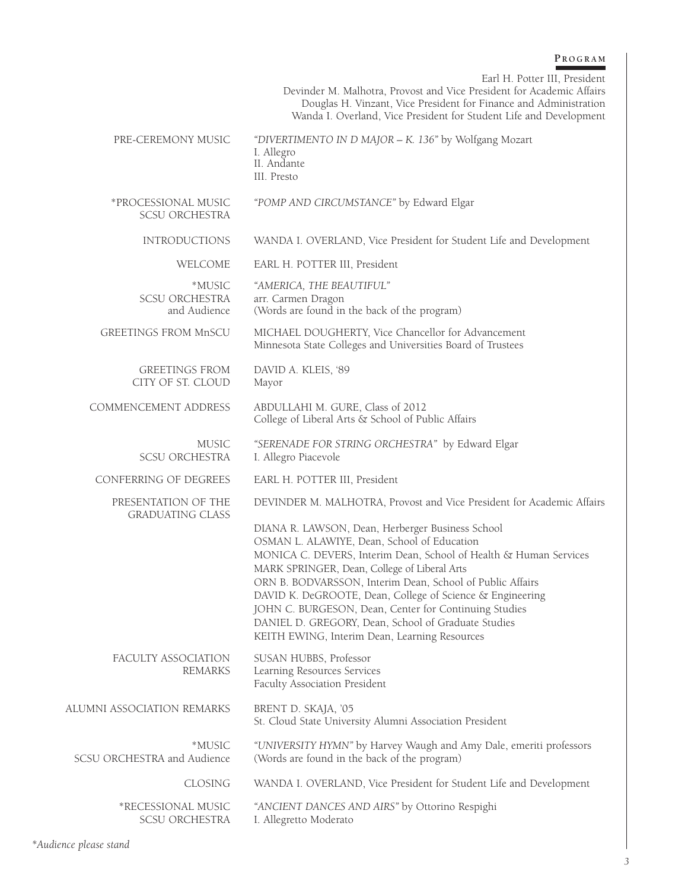## Program

Earl H. Potter III, President
Devinder M. Malhotra, Provost and Vice President for Academic Affairs
Douglas H. Vinzant, Vice President for Finance and Administration
Wanda I. Overland, Vice President for Student Life and Development

| | |
|---|---|
| PRE-CEREMONY MUSIC | *"DIVERTIMENTO IN D MAJOR – K. 136"* by Wolfgang Mozart<br>I. Allegro<br>II. Andante<br>III. Presto |
| *PROCESSIONAL MUSIC<br>SCSU ORCHESTRA | *"POMP AND CIRCUMSTANCE"* by Edward Elgar |
| INTRODUCTIONS | WANDA I. OVERLAND, Vice President for Student Life and Development |
| WELCOME | EARL H. POTTER III, President |
| *MUSIC<br>SCSU ORCHESTRA<br>and Audience | *"AMERICA, THE BEAUTIFUL"*<br>arr. Carmen Dragon<br>(Words are found in the back of the program) |
| GREETINGS FROM MnSCU | MICHAEL DOUGHERTY, Vice Chancellor for Advancement<br>Minnesota State Colleges and Universities Board of Trustees |
| GREETINGS FROM<br>CITY OF ST. CLOUD | DAVID A. KLEIS, '89<br>Mayor |
| COMMENCEMENT ADDRESS | ABDULLAHI M. GURE, Class of 2012<br>College of Liberal Arts & School of Public Affairs |
| MUSIC<br>SCSU ORCHESTRA | *"SERENADE FOR STRING ORCHESTRA"* by Edward Elgar<br>I. Allegro Piacevole |
| CONFERRING OF DEGREES | EARL H. POTTER III, President |
| PRESENTATION OF THE<br>GRADUATING CLASS | DEVINDER M. MALHOTRA, Provost and Vice President for Academic Affairs<br><br>DIANA R. LAWSON, Dean, Herberger Business School<br>OSMAN L. ALAWIYE, Dean, School of Education<br>MONICA C. DEVERS, Interim Dean, School of Health & Human Services<br>MARK SPRINGER, Dean, College of Liberal Arts<br>ORN B. BODVARSSON, Interim Dean, School of Public Affairs<br>DAVID K. DeGROOTE, Dean, College of Science & Engineering<br>JOHN C. BURGESON, Dean, Center for Continuing Studies<br>DANIEL D. GREGORY, Dean, School of Graduate Studies<br>KEITH EWING, Interim Dean, Learning Resources |
| FACULTY ASSOCIATION<br>REMARKS | SUSAN HUBBS, Professor<br>Learning Resources Services<br>Faculty Association President |
| ALUMNI ASSOCIATION REMARKS | BRENT D. SKAJA, '05<br>St. Cloud State University Alumni Association President |
| *MUSIC<br>SCSU ORCHESTRA and Audience | *"UNIVERSITY HYMN"* by Harvey Waugh and Amy Dale, emeriti professors<br>(Words are found in the back of the program) |
| CLOSING | WANDA I. OVERLAND, Vice President for Student Life and Development |
| *RECESSIONAL MUSIC<br>SCSU ORCHESTRA | *"ANCIENT DANCES AND AIRS"* by Ottorino Respighi<br>I. Allegretto Moderato |

*\*Audience please stand*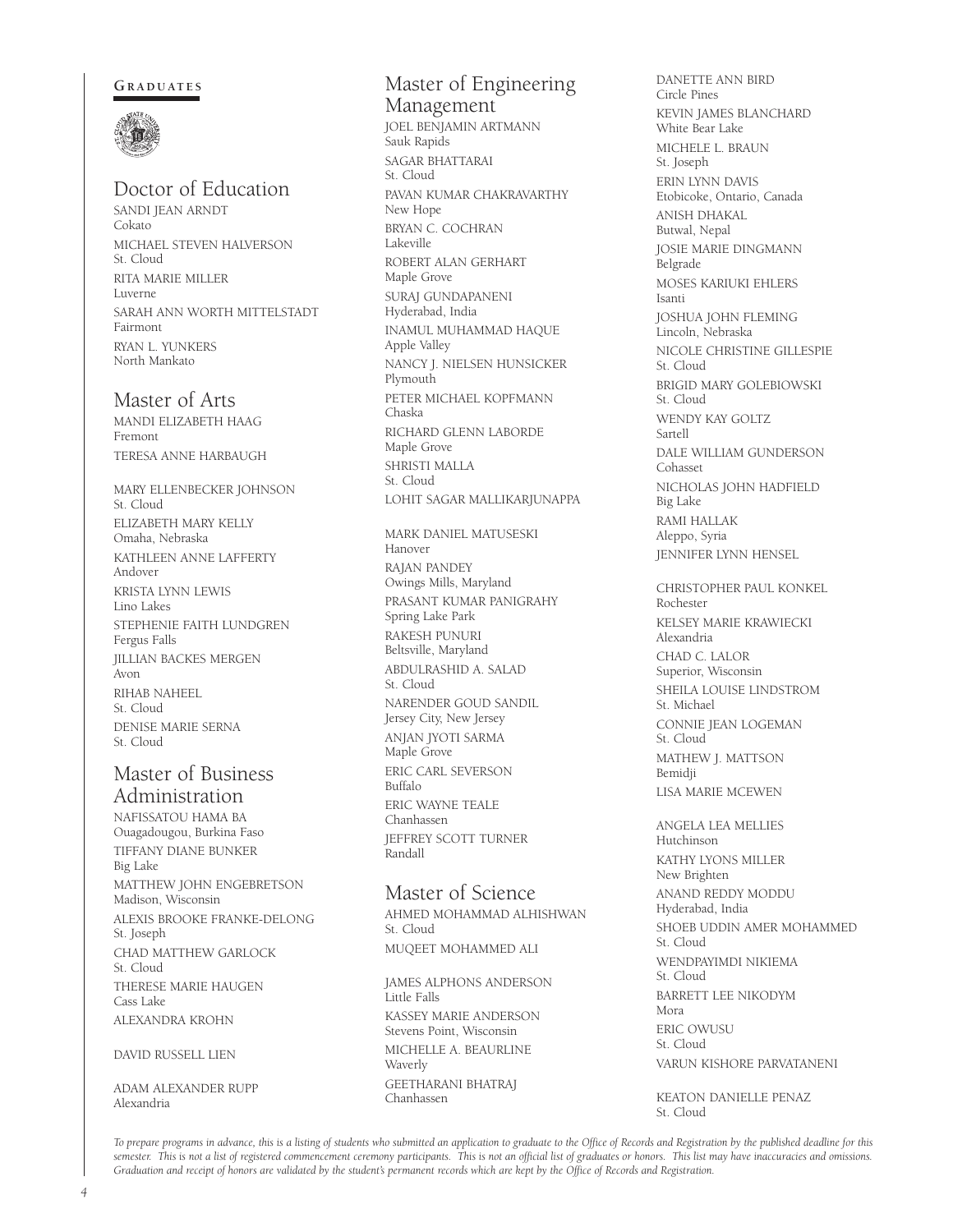**GRADUATES**

## Doctor of Education

SANDI JEAN ARNDT
Cokato

MICHAEL STEVEN HALVERSON
St. Cloud

RITA MARIE MILLER
Luverne

SARAH ANN WORTH MITTELSTADT
Fairmont

RYAN L. YUNKERS
North Mankato

## Master of Arts

MANDI ELIZABETH HAAG
Fremont

TERESA ANNE HARBAUGH

MARY ELLENBECKER JOHNSON
St. Cloud

ELIZABETH MARY KELLY
Omaha, Nebraska

KATHLEEN ANNE LAFFERTY
Andover

KRISTA LYNN LEWIS
Lino Lakes

STEPHENIE FAITH LUNDGREN
Fergus Falls

JILLIAN BACKES MERGEN
Avon

RIHAB NAHEEL
St. Cloud

DENISE MARIE SERNA
St. Cloud

## Master of Business Administration

NAFISSATOU HAMA BA
Ouagadougou, Burkina Faso

TIFFANY DIANE BUNKER
Big Lake

MATTHEW JOHN ENGEBRETSON
Madison, Wisconsin

ALEXIS BROOKE FRANKE-DELONG
St. Joseph

CHAD MATTHEW GARLOCK
St. Cloud

THERESE MARIE HAUGEN
Cass Lake

ALEXANDRA KROHN

DAVID RUSSELL LIEN

ADAM ALEXANDER RUPP
Alexandria

## Master of Engineering Management

JOEL BENJAMIN ARTMANN
Sauk Rapids

SAGAR BHATTARAI
St. Cloud

PAVAN KUMAR CHAKRAVARTHY
New Hope

BRYAN C. COCHRAN
Lakeville

ROBERT ALAN GERHART
Maple Grove

SURAJ GUNDAPANENI
Hyderabad, India

INAMUL MUHAMMAD HAQUE
Apple Valley

NANCY J. NIELSEN HUNSICKER
Plymouth

PETER MICHAEL KOPFMANN
Chaska

RICHARD GLENN LABORDE
Maple Grove

SHRISTI MALLA
St. Cloud

LOHIT SAGAR MALLIKARJUNAPPA

MARK DANIEL MATUSESKI
Hanover

RAJAN PANDEY
Owings Mills, Maryland

PRASANT KUMAR PANIGRAHY
Spring Lake Park

RAKESH PUNURI
Beltsville, Maryland

ABDULRASHID A. SALAD
St. Cloud

NARENDER GOUD SANDIL
Jersey City, New Jersey

ANJAN JYOTI SARMA
Maple Grove

ERIC CARL SEVERSON
Buffalo

ERIC WAYNE TEALE
Chanhassen

JEFFREY SCOTT TURNER
Randall

## Master of Science

AHMED MOHAMMAD ALHISHWAN
St. Cloud

MUQEET MOHAMMED ALI

JAMES ALPHONS ANDERSON
Little Falls

KASSEY MARIE ANDERSON
Stevens Point, Wisconsin

MICHELLE A. BEAURLINE
Waverly

GEETHARANI BHATRAJ
Chanhassen

DANETTE ANN BIRD
Circle Pines

KEVIN JAMES BLANCHARD
White Bear Lake

MICHELE L. BRAUN
St. Joseph

ERIN LYNN DAVIS
Etobicoke, Ontario, Canada

ANISH DHAKAL
Butwal, Nepal

JOSIE MARIE DINGMANN
Belgrade

MOSES KARIUKI EHLERS
Isanti

JOSHUA JOHN FLEMING
Lincoln, Nebraska

NICOLE CHRISTINE GILLESPIE
St. Cloud

BRIGID MARY GOLEBIOWSKI
St. Cloud

WENDY KAY GOLTZ
Sartell

DALE WILLIAM GUNDERSON
Cohasset

NICHOLAS JOHN HADFIELD
Big Lake

RAMI HALLAK
Aleppo, Syria

JENNIFER LYNN HENSEL

CHRISTOPHER PAUL KONKEL
Rochester

KELSEY MARIE KRAWIECKI
Alexandria

CHAD C. LALOR
Superior, Wisconsin

SHEILA LOUISE LINDSTROM
St. Michael

CONNIE JEAN LOGEMAN
St. Cloud

MATHEW J. MATTSON
Bemidji

LISA MARIE MCEWEN

ANGELA LEA MELLIES
Hutchinson

KATHY LYONS MILLER
New Brighten

ANAND REDDY MODDU
Hyderabad, India

SHOEB UDDIN AMER MOHAMMED
St. Cloud

WENDPAYIMDI NIKIEMA
St. Cloud

BARRETT LEE NIKODYM
Mora

ERIC OWUSU
St. Cloud

VARUN KISHORE PARVATANENI

KEATON DANIELLE PENAZ
St. Cloud

*To prepare programs in advance, this is a listing of students who submitted an application to graduate to the Office of Records and Registration by the published deadline for this semester. This is not a list of registered commencement ceremony participants. This is not an official list of graduates or honors. This list may have inaccuracies and omissions. Graduation and receipt of honors are validated by the student's permanent records which are kept by the Office of Records and Registration.*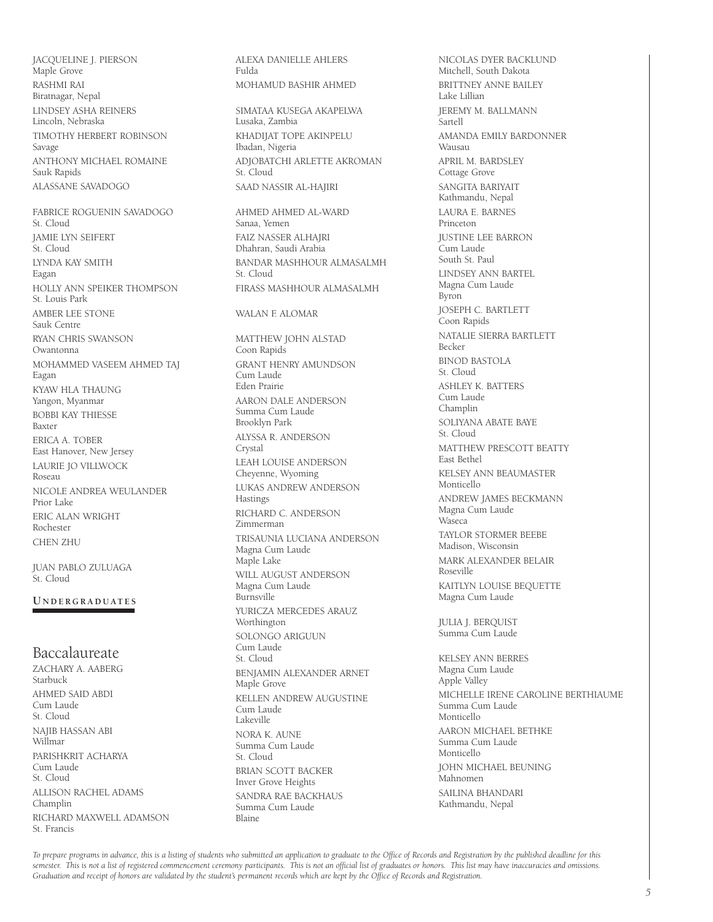JACQUELINE J. PIERSON
Maple Grove

RASHMI RAI
Biratnagar, Nepal

LINDSEY ASHA REINERS
Lincoln, Nebraska

TIMOTHY HERBERT ROBINSON
Savage

ANTHONY MICHAEL ROMAINE
Sauk Rapids

ALASSANE SAVADOGO

FABRICE ROGUENIN SAVADOGO
St. Cloud

JAMIE LYN SEIFERT
St. Cloud

LYNDA KAY SMITH
Eagan

HOLLY ANN SPEIKER THOMPSON
St. Louis Park

AMBER LEE STONE
Sauk Centre

RYAN CHRIS SWANSON
Owantonna

MOHAMMED VASEEM AHMED TAJ
Eagan

KYAW HLA THAUNG
Yangon, Myanmar

BOBBI KAY THIESSE
Baxter

ERICA A. TOBER
East Hanover, New Jersey

LAURIE JO VILLWOCK
Roseau

NICOLE ANDREA WEULANDER
Prior Lake

ERIC ALAN WRIGHT
Rochester

CHEN ZHU

JUAN PABLO ZULUAGA
St. Cloud

**UNDERGRADUATES**

## Baccalaureate

ZACHARY A. AABERG
Starbuck

AHMED SAID ABDI
Cum Laude
St. Cloud

NAJIB HASSAN ABI
Willmar

PARISHKRIT ACHARYA
Cum Laude
St. Cloud

ALLISON RACHEL ADAMS
Champlin

RICHARD MAXWELL ADAMSON
St. Francis

ALEXA DANIELLE AHLERS
Fulda

MOHAMUD BASHIR AHMED

SIMATAA KUSEGA AKAPELWA
Lusaka, Zambia

KHADIJAT TOPE AKINPELU
Ibadan, Nigeria

ADJOBATCHI ARLETTE AKROMAN
St. Cloud

SAAD NASSIR AL-HAJIRI

AHMED AHMED AL-WARD
Sanaa, Yemen

FAIZ NASSER ALHAJRI
Dhahran, Saudi Arabia

BANDAR MASHHOUR ALMASALMH
St. Cloud

FIRASS MASHHOUR ALMASALMH

WALAN F. ALOMAR

MATTHEW JOHN ALSTAD
Coon Rapids

GRANT HENRY AMUNDSON
Cum Laude
Eden Prairie

AARON DALE ANDERSON
Summa Cum Laude
Brooklyn Park

ALYSSA R. ANDERSON
Crystal

LEAH LOUISE ANDERSON
Cheyenne, Wyoming

LUKAS ANDREW ANDERSON
Hastings

RICHARD C. ANDERSON
Zimmerman

TRISAUNIA LUCIANA ANDERSON
Magna Cum Laude
Maple Lake

WILL AUGUST ANDERSON
Magna Cum Laude
Burnsville

YURICZA MERCEDES ARAUZ
Worthington

SOLONGO ARIGUUN
Cum Laude
St. Cloud

BENJAMIN ALEXANDER ARNET
Maple Grove

KELLEN ANDREW AUGUSTINE
Cum Laude
Lakeville

NORA K. AUNE
Summa Cum Laude
St. Cloud

BRIAN SCOTT BACKER
Inver Grove Heights

SANDRA RAE BACKHAUS
Summa Cum Laude
Blaine

NICOLAS DYER BACKLUND
Mitchell, South Dakota

BRITTNEY ANNE BAILEY
Lake Lillian

JEREMY M. BALLMANN
Sartell

AMANDA EMILY BARDONNER
Wausau

APRIL M. BARDSLEY
Cottage Grove

SANGITA BARIYAIT
Kathmandu, Nepal

LAURA E. BARNES
Princeton

JUSTINE LEE BARRON
Cum Laude
South St. Paul

LINDSEY ANN BARTEL
Magna Cum Laude
Byron

JOSEPH C. BARTLETT
Coon Rapids

NATALIE SIERRA BARTLETT
Becker

BINOD BASTOLA
St. Cloud

ASHLEY K. BATTERS
Cum Laude
Champlin

SOLIYANA ABATE BAYE
St. Cloud

MATTHEW PRESCOTT BEATTY
East Bethel

KELSEY ANN BEAUMASTER
Monticello

ANDREW JAMES BECKMANN
Magna Cum Laude
Waseca

TAYLOR STORMER BEEBE
Madison, Wisconsin

MARK ALEXANDER BELAIR
Roseville

KAITLYN LOUISE BEQUETTE
Magna Cum Laude

JULIA J. BERQUIST
Summa Cum Laude

KELSEY ANN BERRES
Magna Cum Laude
Apple Valley

MICHELLE IRENE CAROLINE BERTHIAUME
Summa Cum Laude
Monticello

AARON MICHAEL BETHKE
Summa Cum Laude
Monticello

JOHN MICHAEL BEUNING
Mahnomen

SAILINA BHANDARI
Kathmandu, Nepal

*To prepare programs in advance, this is a listing of students who submitted an application to graduate to the Office of Records and Registration by the published deadline for this semester. This is not a list of registered commencement ceremony participants. This is not an official list of graduates or honors. This list may have inaccuracies and omissions. Graduation and receipt of honors are validated by the student's permanent records which are kept by the Office of Records and Registration.*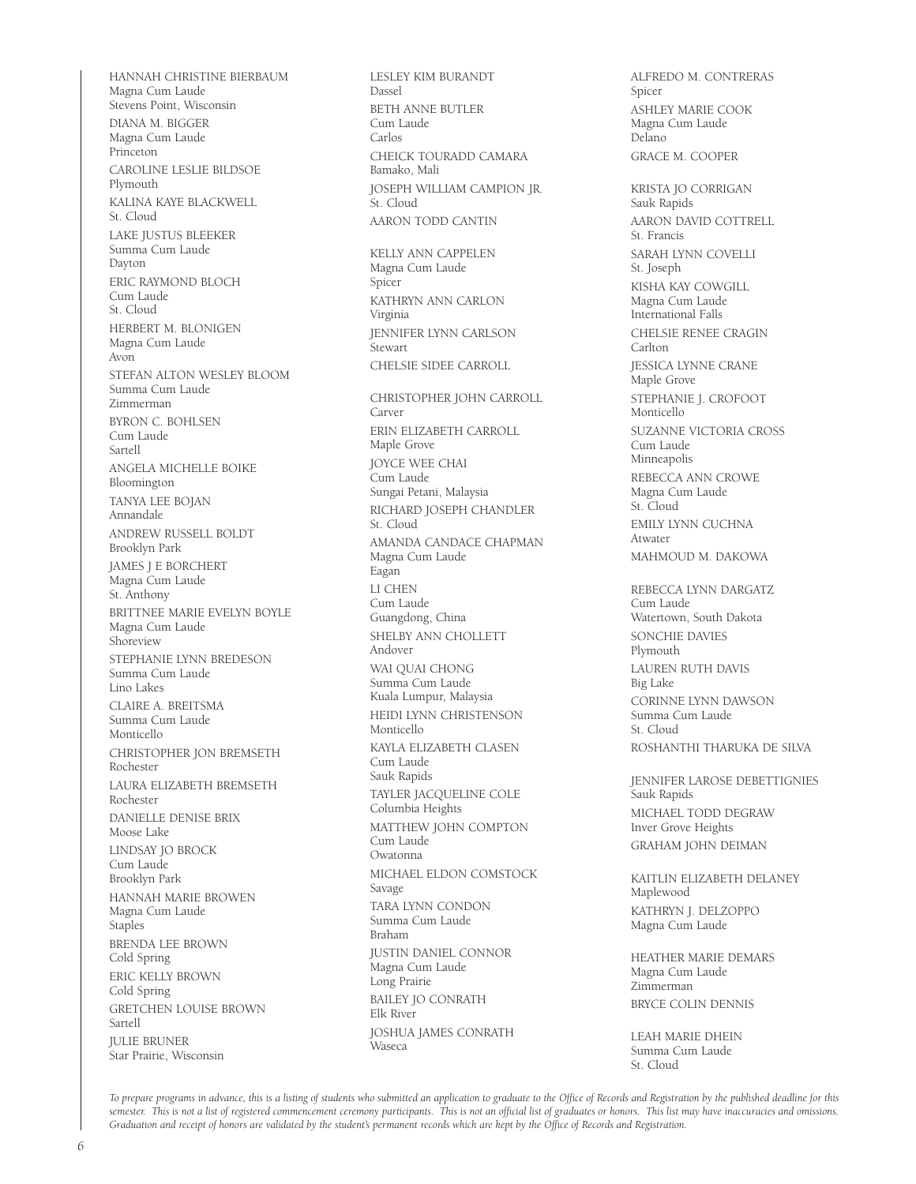HANNAH CHRISTINE BIERBAUM
Magna Cum Laude
Stevens Point, Wisconsin

DIANA M. BIGGER
Magna Cum Laude
Princeton

CAROLINE LESLIE BILDSOE
Plymouth

KALINA KAYE BLACKWELL
St. Cloud

LAKE JUSTUS BLEEKER
Summa Cum Laude
Dayton

ERIC RAYMOND BLOCH
Cum Laude
St. Cloud

HERBERT M. BLONIGEN
Magna Cum Laude
Avon

STEFAN ALTON WESLEY BLOOM
Summa Cum Laude
Zimmerman

BYRON C. BOHLSEN
Cum Laude
Sartell

ANGELA MICHELLE BOIKE
Bloomington

TANYA LEE BOJAN
Annandale

ANDREW RUSSELL BOLDT
Brooklyn Park

JAMES J E BORCHERT
Magna Cum Laude
St. Anthony

BRITTNEE MARIE EVELYN BOYLE
Magna Cum Laude
Shoreview

STEPHANIE LYNN BREDESON
Summa Cum Laude
Lino Lakes

CLAIRE A. BREITSMA
Summa Cum Laude
Monticello

CHRISTOPHER JON BREMSETH
Rochester

LAURA ELIZABETH BREMSETH
Rochester

DANIELLE DENISE BRIX
Moose Lake

LINDSAY JO BROCK
Cum Laude
Brooklyn Park

HANNAH MARIE BROWEN
Magna Cum Laude
Staples

BRENDA LEE BROWN
Cold Spring

ERIC KELLY BROWN
Cold Spring

GRETCHEN LOUISE BROWN
Sartell

JULIE BRUNER
Star Prairie, Wisconsin

LESLEY KIM BURANDT
Dassel

BETH ANNE BUTLER
Cum Laude
Carlos

CHEICK TOURADD CAMARA
Bamako, Mali

JOSEPH WILLIAM CAMPION JR.
St. Cloud

AARON TODD CANTIN

KELLY ANN CAPPELEN
Magna Cum Laude
Spicer

KATHRYN ANN CARLON
Virginia

JENNIFER LYNN CARLSON
Stewart

CHELSIE SIDEE CARROLL

CHRISTOPHER JOHN CARROLL
Carver

ERIN ELIZABETH CARROLL
Maple Grove

JOYCE WEE CHAI
Cum Laude
Sungai Petani, Malaysia

RICHARD JOSEPH CHANDLER
St. Cloud

AMANDA CANDACE CHAPMAN
Magna Cum Laude
Eagan

LI CHEN
Cum Laude
Guangdong, China

SHELBY ANN CHOLLETT
Andover

WAI QUAI CHONG
Summa Cum Laude
Kuala Lumpur, Malaysia

HEIDI LYNN CHRISTENSON
Monticello

KAYLA ELIZABETH CLASEN
Cum Laude
Sauk Rapids

TAYLER JACQUELINE COLE
Columbia Heights

MATTHEW JOHN COMPTON
Cum Laude
Owatonna

MICHAEL ELDON COMSTOCK
Savage

TARA LYNN CONDON
Summa Cum Laude
Braham

JUSTIN DANIEL CONNOR
Magna Cum Laude
Long Prairie

BAILEY JO CONRATH
Elk River

JOSHUA JAMES CONRATH
Waseca

ALFREDO M. CONTRERAS
Spicer

ASHLEY MARIE COOK
Magna Cum Laude
Delano

GRACE M. COOPER

KRISTA JO CORRIGAN
Sauk Rapids

AARON DAVID COTTRELL
St. Francis

SARAH LYNN COVELLI
St. Joseph

KISHA KAY COWGILL
Magna Cum Laude
International Falls

CHELSIE RENEE CRAGIN
Carlton

JESSICA LYNNE CRANE
Maple Grove

STEPHANIE J. CROFOOT
Monticello

SUZANNE VICTORIA CROSS
Cum Laude
Minneapolis

REBECCA ANN CROWE
Magna Cum Laude
St. Cloud

EMILY LYNN CUCHNA
Atwater

MAHMOUD M. DAKOWA

REBECCA LYNN DARGATZ
Cum Laude
Watertown, South Dakota

SONCHIE DAVIES
Plymouth

LAUREN RUTH DAVIS
Big Lake

CORINNE LYNN DAWSON
Summa Cum Laude
St. Cloud

ROSHANTHI THARUKA DE SILVA

JENNIFER LAROSE DEBETTIGNIES
Sauk Rapids

MICHAEL TODD DEGRAW
Inver Grove Heights

GRAHAM JOHN DEIMAN

KAITLIN ELIZABETH DELANEY
Maplewood

KATHRYN J. DELZOPPO
Magna Cum Laude

HEATHER MARIE DEMARS
Magna Cum Laude
Zimmerman

BRYCE COLIN DENNIS

LEAH MARIE DHEIN
Summa Cum Laude
St. Cloud

*To prepare programs in advance, this is a listing of students who submitted an application to graduate to the Office of Records and Registration by the published deadline for this semester. This is not a list of registered commencement ceremony participants. This is not an official list of graduates or honors. This list may have inaccuracies and omissions. Graduation and receipt of honors are validated by the student's permanent records which are kept by the Office of Records and Registration.*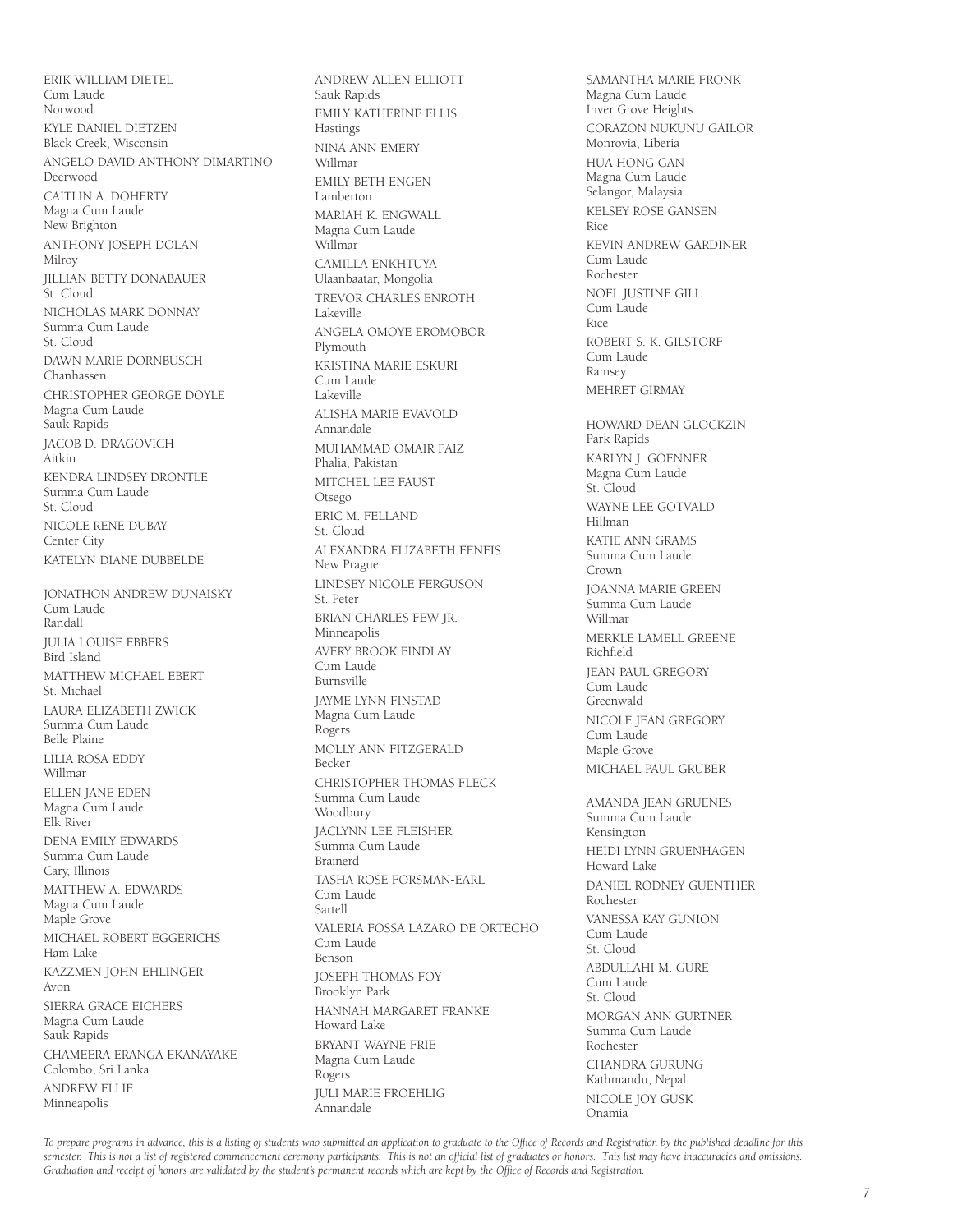ERIK WILLIAM DIETEL
Cum Laude
Norwood

KYLE DANIEL DIETZEN
Black Creek, Wisconsin

ANGELO DAVID ANTHONY DIMARTINO
Deerwood

CAITLIN A. DOHERTY
Magna Cum Laude
New Brighton

ANTHONY JOSEPH DOLAN
Milroy

JILLIAN BETTY DONABAUER
St. Cloud

NICHOLAS MARK DONNAY
Summa Cum Laude
St. Cloud

DAWN MARIE DORNBUSCH
Chanhassen

CHRISTOPHER GEORGE DOYLE
Magna Cum Laude
Sauk Rapids

JACOB D. DRAGOVICH
Aitkin

KENDRA LINDSEY DRONTLE
Summa Cum Laude
St. Cloud

NICOLE RENE DUBAY
Center City

KATELYN DIANE DUBBELDE

JONATHON ANDREW DUNAISKY
Cum Laude
Randall

JULIA LOUISE EBBERS
Bird Island

MATTHEW MICHAEL EBERT
St. Michael

LAURA ELIZABETH ZWICK
Summa Cum Laude
Belle Plaine

LILIA ROSA EDDY
Willmar

ELLEN JANE EDEN
Magna Cum Laude
Elk River

DENA EMILY EDWARDS
Summa Cum Laude
Cary, Illinois

MATTHEW A. EDWARDS
Magna Cum Laude
Maple Grove

MICHAEL ROBERT EGGERICHS
Ham Lake

KAZZMEN JOHN EHLINGER
Avon

SIERRA GRACE EICHERS
Magna Cum Laude
Sauk Rapids

CHAMEERA ERANGA EKANAYAKE
Colombo, Sri Lanka

ANDREW ELLIE
Minneapolis

ANDREW ALLEN ELLIOTT
Sauk Rapids

EMILY KATHERINE ELLIS
Hastings

NINA ANN EMERY
Willmar

EMILY BETH ENGEN
Lamberton

MARIAH K. ENGWALL
Magna Cum Laude
Willmar

CAMILLA ENKHTUYA
Ulaanbaatar, Mongolia

TREVOR CHARLES ENROTH
Lakeville

ANGELA OMOYE EROMOBOR
Plymouth

KRISTINA MARIE ESKURI
Cum Laude
Lakeville

ALISHA MARIE EVAVOLD
Annandale

MUHAMMAD OMAIR FAIZ
Phalia, Pakistan

MITCHEL LEE FAUST
Otsego

ERIC M. FELLAND
St. Cloud

ALEXANDRA ELIZABETH FENEIS
New Prague

LINDSEY NICOLE FERGUSON
St. Peter

BRIAN CHARLES FEW JR.
Minneapolis

AVERY BROOK FINDLAY
Cum Laude
Burnsville

JAYME LYNN FINSTAD
Magna Cum Laude
Rogers

MOLLY ANN FITZGERALD
Becker

CHRISTOPHER THOMAS FLECK
Summa Cum Laude
Woodbury

JACLYNN LEE FLEISHER
Summa Cum Laude
Brainerd

TASHA ROSE FORSMAN-EARL
Cum Laude
Sartell

VALERIA FOSSA LAZARO DE ORTECHO
Cum Laude
Benson

JOSEPH THOMAS FOY
Brooklyn Park

HANNAH MARGARET FRANKE
Howard Lake

BRYANT WAYNE FRIE
Magna Cum Laude
Rogers

JULI MARIE FROEHLIG
Annandale

SAMANTHA MARIE FRONK
Magna Cum Laude
Inver Grove Heights

CORAZON NUKUNU GAILOR
Monrovia, Liberia

HUA HONG GAN
Magna Cum Laude
Selangor, Malaysia

KELSEY ROSE GANSEN
Rice

KEVIN ANDREW GARDINER
Cum Laude
Rochester

NOEL JUSTINE GILL
Cum Laude
Rice

ROBERT S. K. GILSTORF
Cum Laude
Ramsey

MEHRET GIRMAY

HOWARD DEAN GLOCKZIN
Park Rapids

KARLYN J. GOENNER
Magna Cum Laude
St. Cloud

WAYNE LEE GOTVALD
Hillman

KATIE ANN GRAMS
Summa Cum Laude
Crown

JOANNA MARIE GREEN
Summa Cum Laude
Willmar

MERKLE LAMELL GREENE
Richfield

JEAN-PAUL GREGORY
Cum Laude
Greenwald

NICOLE JEAN GREGORY
Cum Laude
Maple Grove

MICHAEL PAUL GRUBER

AMANDA JEAN GRUENES
Summa Cum Laude
Kensington

HEIDI LYNN GRUENHAGEN
Howard Lake

DANIEL RODNEY GUENTHER
Rochester

VANESSA KAY GUNION
Cum Laude
St. Cloud

ABDULLAHI M. GURE
Cum Laude
St. Cloud

MORGAN ANN GURTNER
Summa Cum Laude
Rochester

CHANDRA GURUNG
Kathmandu, Nepal

NICOLE JOY GUSK
Onamia

*To prepare programs in advance, this is a listing of students who submitted an application to graduate to the Office of Records and Registration by the published deadline for this semester. This is not a list of registered commencement ceremony participants. This is not an official list of graduates or honors. This list may have inaccuracies and omissions. Graduation and receipt of honors are validated by the student's permanent records which are kept by the Office of Records and Registration.*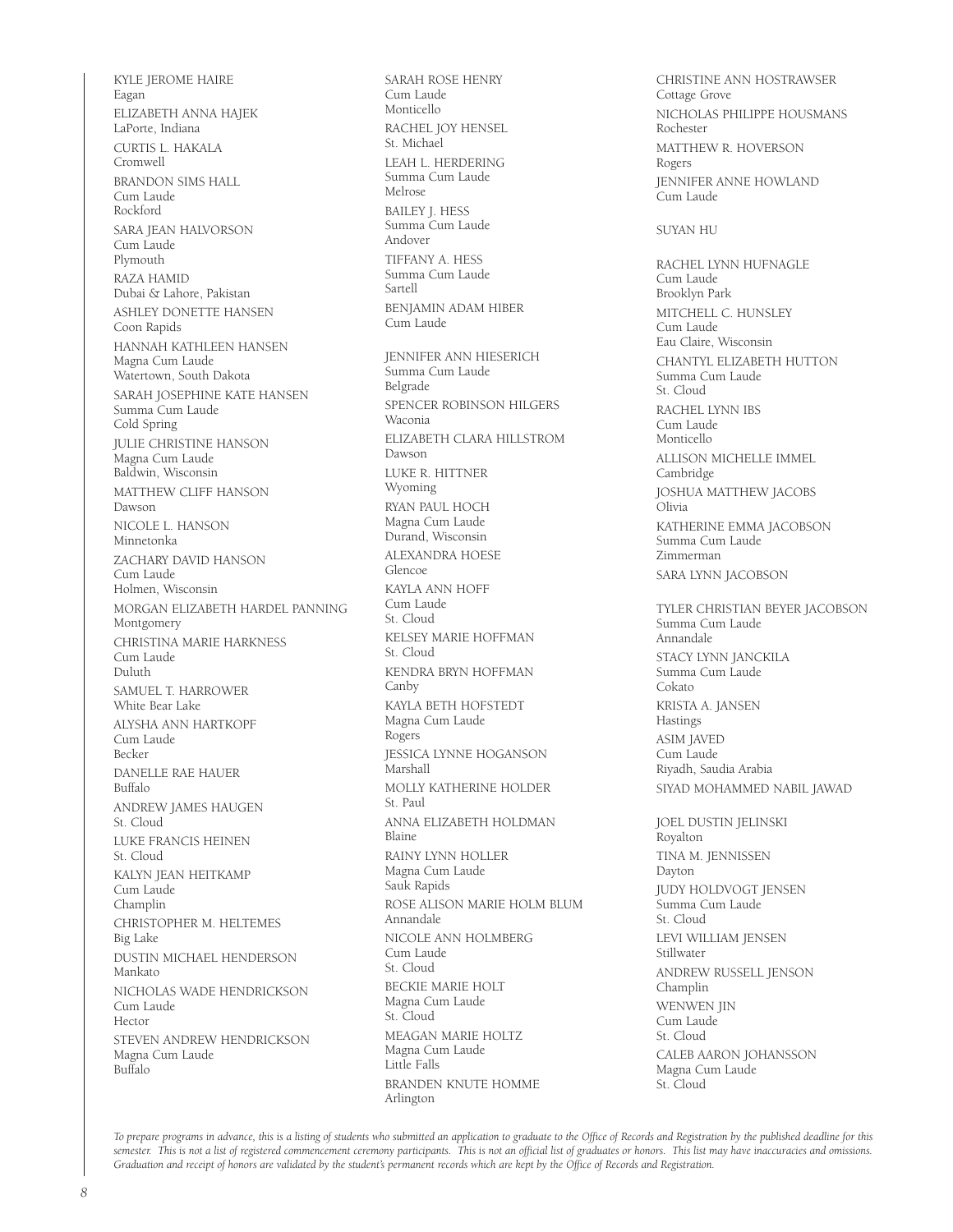KYLE JEROME HAIRE
Eagan

ELIZABETH ANNA HAJEK
LaPorte, Indiana

CURTIS L. HAKALA
Cromwell

BRANDON SIMS HALL
Cum Laude
Rockford

SARA JEAN HALVORSON
Cum Laude
Plymouth

RAZA HAMID
Dubai & Lahore, Pakistan

ASHLEY DONETTE HANSEN
Coon Rapids

HANNAH KATHLEEN HANSEN
Magna Cum Laude
Watertown, South Dakota

SARAH JOSEPHINE KATE HANSEN
Summa Cum Laude
Cold Spring

JULIE CHRISTINE HANSON
Magna Cum Laude
Baldwin, Wisconsin

MATTHEW CLIFF HANSON
Dawson

NICOLE L. HANSON
Minnetonka

ZACHARY DAVID HANSON
Cum Laude
Holmen, Wisconsin

MORGAN ELIZABETH HARDEL PANNING
Montgomery

CHRISTINA MARIE HARKNESS
Cum Laude
Duluth

SAMUEL T. HARROWER
White Bear Lake

ALYSHA ANN HARTKOPF
Cum Laude
Becker

DANELLE RAE HAUER
Buffalo

ANDREW JAMES HAUGEN
St. Cloud

LUKE FRANCIS HEINEN
St. Cloud

KALYN JEAN HEITKAMP
Cum Laude
Champlin

CHRISTOPHER M. HELTEMES
Big Lake

DUSTIN MICHAEL HENDERSON
Mankato

NICHOLAS WADE HENDRICKSON
Cum Laude
Hector

STEVEN ANDREW HENDRICKSON
Magna Cum Laude
Buffalo

SARAH ROSE HENRY
Cum Laude
Monticello

RACHEL JOY HENSEL
St. Michael

LEAH L. HERDERING
Summa Cum Laude
Melrose

BAILEY J. HESS
Summa Cum Laude
Andover

TIFFANY A. HESS
Summa Cum Laude
Sartell

BENJAMIN ADAM HIBER
Cum Laude

JENNIFER ANN HIESERICH
Summa Cum Laude
Belgrade

SPENCER ROBINSON HILGERS
Waconia

ELIZABETH CLARA HILLSTROM
Dawson

LUKE R. HITTNER
Wyoming

RYAN PAUL HOCH
Magna Cum Laude
Durand, Wisconsin

ALEXANDRA HOESE
Glencoe

KAYLA ANN HOFF
Cum Laude
St. Cloud

KELSEY MARIE HOFFMAN
St. Cloud

KENDRA BRYN HOFFMAN
Canby

KAYLA BETH HOFSTEDT
Magna Cum Laude
Rogers

JESSICA LYNNE HOGANSON
Marshall

MOLLY KATHERINE HOLDER
St. Paul

ANNA ELIZABETH HOLDMAN
Blaine

RAINY LYNN HOLLER
Magna Cum Laude
Sauk Rapids

ROSE ALISON MARIE HOLM BLUM
Annandale

NICOLE ANN HOLMBERG
Cum Laude
St. Cloud

BECKIE MARIE HOLT
Magna Cum Laude
St. Cloud

MEAGAN MARIE HOLTZ
Magna Cum Laude
Little Falls

BRANDEN KNUTE HOMME
Arlington

CHRISTINE ANN HOSTRAWSER
Cottage Grove

NICHOLAS PHILIPPE HOUSMANS
Rochester

MATTHEW R. HOVERSON
Rogers

JENNIFER ANNE HOWLAND
Cum Laude

SUYAN HU

RACHEL LYNN HUFNAGLE
Cum Laude
Brooklyn Park

MITCHELL C. HUNSLEY
Cum Laude
Eau Claire, Wisconsin

CHANTYL ELIZABETH HUTTON
Summa Cum Laude
St. Cloud

RACHEL LYNN IBS
Cum Laude
Monticello

ALLISON MICHELLE IMMEL
Cambridge

JOSHUA MATTHEW JACOBS
Olivia

KATHERINE EMMA JACOBSON
Summa Cum Laude
Zimmerman

SARA LYNN JACOBSON

TYLER CHRISTIAN BEYER JACOBSON
Summa Cum Laude
Annandale

STACY LYNN JANCKILA
Summa Cum Laude
Cokato

KRISTA A. JANSEN
Hastings

ASIM JAVED
Cum Laude
Riyadh, Saudia Arabia

SIYAD MOHAMMED NABIL JAWAD

JOEL DUSTIN JELINSKI
Royalton

TINA M. JENNISSEN
Dayton

JUDY HOLDVOGT JENSEN
Summa Cum Laude
St. Cloud

LEVI WILLIAM JENSEN
Stillwater

ANDREW RUSSELL JENSON
Champlin

WENWEN JIN
Cum Laude
St. Cloud

CALEB AARON JOHANSSON
Magna Cum Laude
St. Cloud

*To prepare programs in advance, this is a listing of students who submitted an application to graduate to the Office of Records and Registration by the published deadline for this semester. This is not a list of registered commencement ceremony participants. This is not an official list of graduates or honors. This list may have inaccuracies and omissions. Graduation and receipt of honors are validated by the student's permanent records which are kept by the Office of Records and Registration.*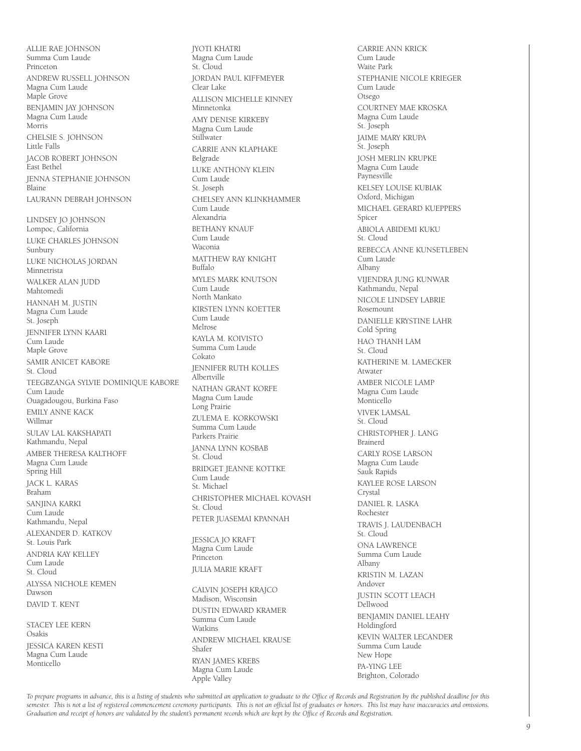ALLIE RAE JOHNSON
Summa Cum Laude
Princeton

ANDREW RUSSELL JOHNSON
Magna Cum Laude
Maple Grove

BENJAMIN JAY JOHNSON
Magna Cum Laude
Morris

CHELSIE S. JOHNSON
Little Falls

JACOB ROBERT JOHNSON
East Bethel

JENNA STEPHANIE JOHNSON
Blaine

LAURANN DEBRAH JOHNSON

LINDSEY JO JOHNSON
Lompoc, California

LUKE CHARLES JOHNSON
Sunbury

LUKE NICHOLAS JORDAN
Minnetrista

WALKER ALAN JUDD
Mahtomedi

HANNAH M. JUSTIN
Magna Cum Laude
St. Joseph

JENNIFER LYNN KAARI
Cum Laude
Maple Grove

SAMIR ANICET KABORE
St. Cloud

TEEGBZANGA SYLVIE DOMINIQUE KABORE
Cum Laude
Ouagadougou, Burkina Faso

EMILY ANNE KACK
Willmar

SULAV LAL KAKSHAPATI
Kathmandu, Nepal

AMBER THERESA KALTHOFF
Magna Cum Laude
Spring Hill

JACK L. KARAS
Braham

SANJINA KARKI
Cum Laude
Kathmandu, Nepal

ALEXANDER D. KATKOV
St. Louis Park

ANDRIA KAY KELLEY
Cum Laude
St. Cloud

ALYSSA NICHOLE KEMEN
Dawson

DAVID T. KENT

STACEY LEE KERN
Osakis

JESSICA KAREN KESTI
Magna Cum Laude
Monticello

JYOTI KHATRI
Magna Cum Laude
St. Cloud

JORDAN PAUL KIFFMEYER
Clear Lake

ALLISON MICHELLE KINNEY
Minnetonka

AMY DENISE KIRKEBY
Magna Cum Laude
Stillwater

CARRIE ANN KLAPHAKE
Belgrade

LUKE ANTHONY KLEIN
Cum Laude
St. Joseph

CHELSEY ANN KLINKHAMMER
Cum Laude
Alexandria

BETHANY KNAUF
Cum Laude
Waconia

MATTHEW RAY KNIGHT
Buffalo

MYLES MARK KNUTSON
Cum Laude
North Mankato

KIRSTEN LYNN KOETTER
Cum Laude
Melrose

KAYLA M. KOIVISTO
Summa Cum Laude
Cokato

JENNIFER RUTH KOLLES
Albertville

NATHAN GRANT KORFE
Magna Cum Laude
Long Prairie

ZULEMA E. KORKOWSKI
Summa Cum Laude
Parkers Prairie

JANNA LYNN KOSBAB
St. Cloud

BRIDGET JEANNE KOTTKE
Cum Laude
St. Michael

CHRISTOPHER MICHAEL KOVASH
St. Cloud

PETER JUASEMAI KPANNAH

JESSICA JO KRAFT
Magna Cum Laude
Princeton

JULIA MARIE KRAFT

CALVIN JOSEPH KRAJCO
Madison, Wisconsin

DUSTIN EDWARD KRAMER
Summa Cum Laude
Watkins

ANDREW MICHAEL KRAUSE
Shafer

RYAN JAMES KREBS
Magna Cum Laude
Apple Valley

CARRIE ANN KRICK
Cum Laude
Waite Park

STEPHANIE NICOLE KRIEGER
Cum Laude
Otsego

COURTNEY MAE KROSKA
Magna Cum Laude
St. Joseph

JAIME MARY KRUPA
St. Joseph

JOSH MERLIN KRUPKE
Magna Cum Laude
Paynesville

KELSEY LOUISE KUBIAK
Oxford, Michigan

MICHAEL GERARD KUEPPERS
Spicer

ABIOLA ABIDEMI KUKU
St. Cloud

REBECCA ANNE KUNSETLEBEN
Cum Laude
Albany

VIJENDRA JUNG KUNWAR
Kathmandu, Nepal

NICOLE LINDSEY LABRIE
Rosemount

DANIELLE KRYSTINE LAHR
Cold Spring

HAO THANH LAM
St. Cloud

KATHERINE M. LAMECKER
Atwater

AMBER NICOLE LAMP
Magna Cum Laude
Monticello

VIVEK LAMSAL
St. Cloud

CHRISTOPHER J. LANG
Brainerd

CARLY ROSE LARSON
Magna Cum Laude
Sauk Rapids

KAYLEE ROSE LARSON
Crystal

DANIEL R. LASKA
Rochester

TRAVIS J. LAUDENBACH
St. Cloud

ONA LAWRENCE
Summa Cum Laude
Albany

KRISTIN M. LAZAN
Andover

JUSTIN SCOTT LEACH
Dellwood

BENJAMIN DANIEL LEAHY
Holdingford

KEVIN WALTER LECANDER
Summa Cum Laude
New Hope

PA-YING LEE
Brighton, Colorado

*To prepare programs in advance, this is a listing of students who submitted an application to graduate to the Office of Records and Registration by the published deadline for this semester. This is not a list of registered commencement ceremony participants. This is not an official list of graduates or honors. This list may have inaccuracies and omissions. Graduation and receipt of honors are validated by the student's permanent records which are kept by the Office of Records and Registration.*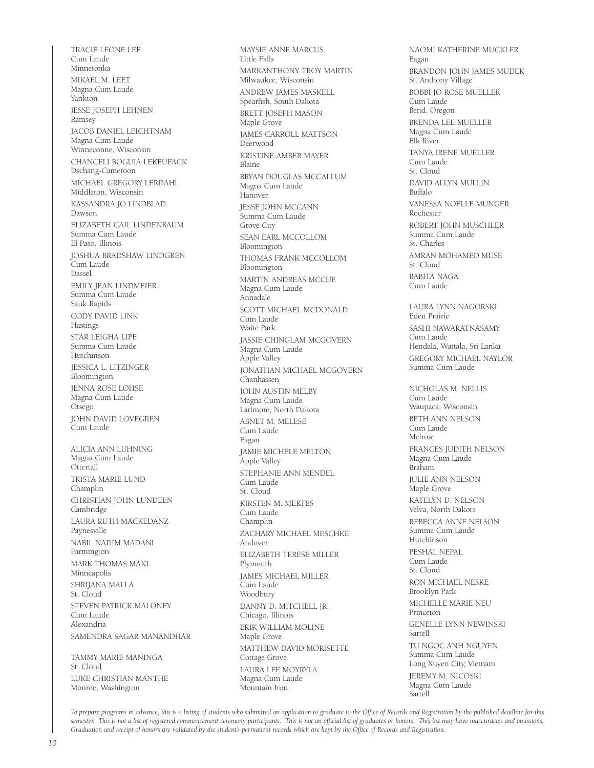TRACIE LEONE LEE
Cum Laude
Minnetonka

MIKAEL M. LEET
Magna Cum Laude
Yankton

JESSE JOSEPH LEHNEN
Ramsey

JACOB DANIEL LEICHTNAM
Magna Cum Laude
Winneconne, Wisconsin

CHANCELI BOGUIA LEKEUFACK
Dschang-Cameroon

MICHAEL GREGORY LERDAHL
Middleton, Wisconsin

KASSANDRA JO LINDBLAD
Dawson

ELIZABETH GAIL LINDENBAUM
Summa Cum Laude
El Paso, Illinois

JOSHUA BRADSHAW LINDGREN
Cum Laude
Dassel

EMILY JEAN LINDMEIER
Summa Cum Laude
Sauk Rapids

CODY DAVID LINK
Hastings

STAR LEIGHA LIPE
Summa Cum Laude
Hutchinson

JESSICA L. LITZINGER
Bloomington

JENNA ROSE LOHSE
Magna Cum Laude
Otsego

JOHN DAVID LOVEGREN
Cum Laude

ALICIA ANN LUHNING
Magna Cum Laude
Ottertail

TRISTA MARIE LUND
Champlin

CHRISTIAN JOHN LUNDEEN
Cambridge

LAURA RUTH MACKEDANZ
Paynesville

NABIL NADIM MADANI
Farmington

MARK THOMAS MAKI
Minneapolis

SHRIJANA MALLA
St. Cloud

STEVEN PATRICK MALONEY
Cum Laude
Alexandria

SAMENDRA SAGAR MANANDHAR

TAMMY MARIE MANINGA
St. Cloud

LUKE CHRISTIAN MANTHE
Monroe, Washington

MAYSIE ANNE MARCUS
Little Falls

MARKANTHONY TROY MARTIN
Milwaukee, Wisconsin

ANDREW JAMES MASKELL
Spearfish, South Dakota

BRETT JOSEPH MASON
Maple Grove

JAMES CARROLL MATTSON
Deerwood

KRISTINE AMBER MAYER
Blaine

BRYAN DOUGLAS MCCALLUM
Magna Cum Laude
Hanover

JESSE JOHN MCCANN
Summa Cum Laude
Grove City

SEAN EARL MCCOLLOM
Bloomington

THOMAS FRANK MCCOLLOM
Bloomington

MARTIN ANDREAS MCCUE
Magna Cum Laude
Annadale

SCOTT MICHAEL MCDONALD
Cum Laude
Waite Park

JASSIE CHINGLAM MCGOVERN
Magna Cum Laude
Apple Valley

JONATHAN MICHAEL MCGOVERN
Chanhassen

JOHN AUSTIN MELBY
Magna Cum Laude
Larimore, North Dakota

ABNET M. MELESE
Cum Laude
Eagan

JAMIE MICHELE MELTON
Apple Valley

STEPHANIE ANN MENDEL
Cum Laude
St. Cloud

KIRSTEN M. MERTES
Cum Laude
Champlin

ZACHARY MICHAEL MESCHKE
Andover

ELIZABETH TERESE MILLER
Plymouth

JAMES MICHAEL MILLER
Cum Laude
Woodbury

DANNY D. MITCHELL JR.
Chicago, Illinois

ERIK WILLIAM MOLINE
Maple Grove

MATTHEW DAVID MORISETTE
Cottage Grove

LAURA LEE MOYRYLA
Magna Cum Laude
Mountain Iron

NAOMI KATHERINE MUCKLER
Eagan

BRANDON JOHN JAMES MUDEK
St. Anthony Village

BOBBI JO ROSE MUELLER
Cum Laude
Bend, Oregon

BRENDA LEE MUELLER
Magna Cum Laude
Elk River

TANYA IRENE MUELLER
Cum Laude
St. Cloud

DAVID ALLYN MULLIN
Buffalo

VANESSA NOELLE MUNGER
Rochester

ROBERT JOHN MUSCHLER
Summa Cum Laude
St. Charles

AMRAN MOHAMED MUSE
St. Cloud

BABITA NAGA
Cum Laude

LAURA LYNN NAGORSKI
Eden Prairie

SASHI NAWARATNASAMY
Cum Laude
Hendala, Wattala, Sri Lanka

GREGORY MICHAEL NAYLOR
Summa Cum Laude

NICHOLAS M. NELLIS
Cum Laude
Waupaca, Wisconsin

BETH ANN NELSON
Cum Laude
Melrose

FRANCES JUDITH NELSON
Magna Cum Laude
Braham

JULIE ANN NELSON
Maple Grove

KATELYN D. NELSON
Velva, North Dakota

REBECCA ANNE NELSON
Summa Cum Laude
Hutchinson

PESHAL NEPAL
Cum Laude
St. Cloud

RON MICHAEL NESKE
Brooklyn Park

MICHELLE MARIE NEU
Princeton

GENELLE LYNN NEWINSKI
Sartell

TU NGOC ANH NGUYEN
Summa Cum Laude
Long Xuyen City, Vietnam

JEREMY M. NICOSKI
Magna Cum Laude
Sartell

*To prepare programs in advance, this is a listing of students who submitted an application to graduate to the Office of Records and Registration by the published deadline for this semester. This is not a list of registered commencement ceremony participants. This is not an official list of graduates or honors. This list may have inaccuracies and omissions. Graduation and receipt of honors are validated by the student's permanent records which are kept by the Office of Records and Registration.*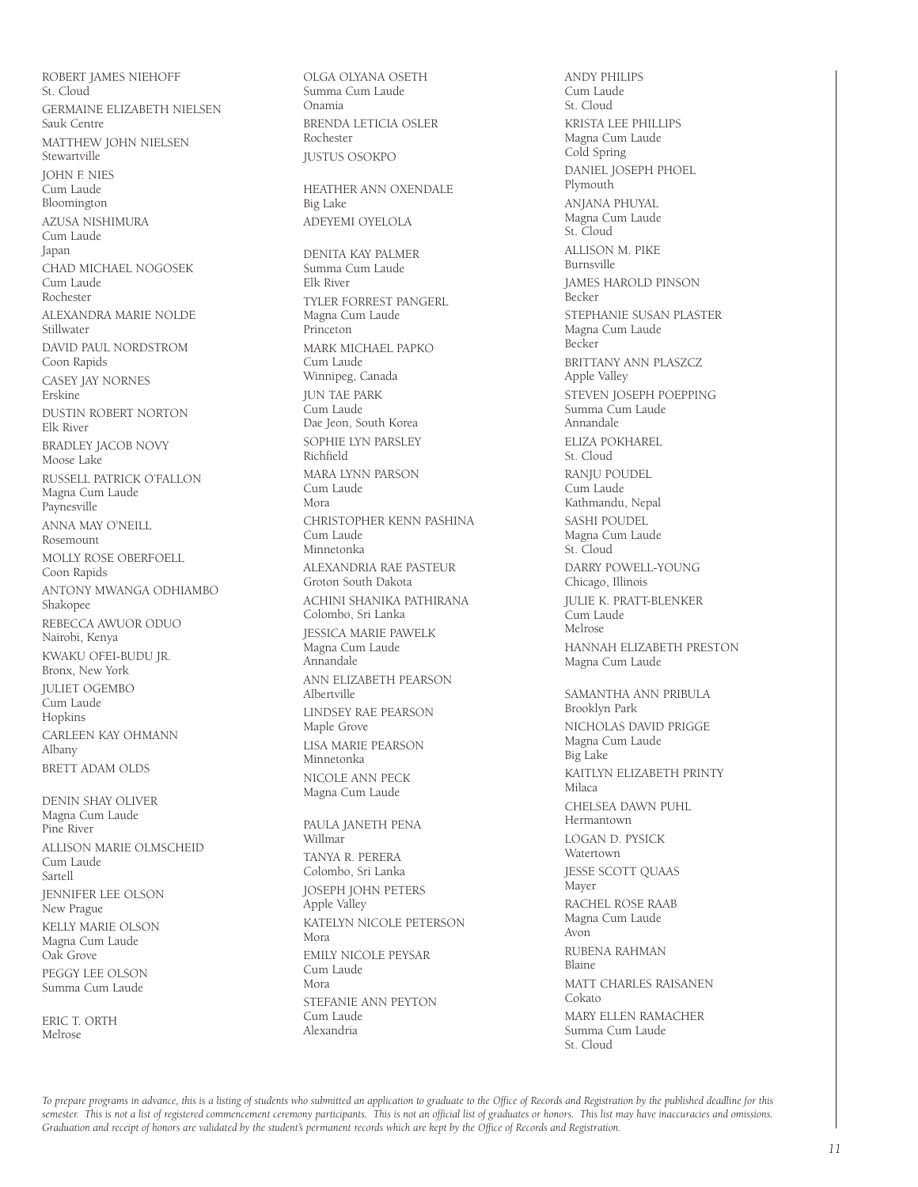ROBERT JAMES NIEHOFF
St. Cloud

GERMAINE ELIZABETH NIELSEN
Sauk Centre

MATTHEW JOHN NIELSEN
Stewartville

JOHN F. NIES
Cum Laude
Bloomington

AZUSA NISHIMURA
Cum Laude
Japan

CHAD MICHAEL NOGOSEK
Cum Laude
Rochester

ALEXANDRA MARIE NOLDE
Stillwater

DAVID PAUL NORDSTROM
Coon Rapids

CASEY JAY NORNES
Erskine

DUSTIN ROBERT NORTON
Elk River

BRADLEY JACOB NOVY
Moose Lake

RUSSELL PATRICK O'FALLON
Magna Cum Laude
Paynesville

ANNA MAY O'NEILL
Rosemount

MOLLY ROSE OBERFOELL
Coon Rapids

ANTONY MWANGA ODHIAMBO
Shakopee

REBECCA AWUOR ODUO
Nairobi, Kenya

KWAKU OFEI-BUDU JR.
Bronx, New York

JULIET OGEMBO
Cum Laude
Hopkins

CARLEEN KAY OHMANN
Albany

BRETT ADAM OLDS

DENIN SHAY OLIVER
Magna Cum Laude
Pine River

ALLISON MARIE OLMSCHEID
Cum Laude
Sartell

JENNIFER LEE OLSON
New Prague

KELLY MARIE OLSON
Magna Cum Laude
Oak Grove

PEGGY LEE OLSON
Summa Cum Laude

ERIC T. ORTH
Melrose

OLGA OLYANA OSETH
Summa Cum Laude
Onamia

BRENDA LETICIA OSLER
Rochester

JUSTUS OSOKPO

HEATHER ANN OXENDALE
Big Lake

ADEYEMI OYELOLA

DENITA KAY PALMER
Summa Cum Laude
Elk River

TYLER FORREST PANGERL
Magna Cum Laude
Princeton

MARK MICHAEL PAPKO
Cum Laude
Winnipeg, Canada

JUN TAE PARK
Cum Laude
Dae Jeon, South Korea

SOPHIE LYN PARSLEY
Richfield

MARA LYNN PARSON
Cum Laude
Mora

CHRISTOPHER KENN PASHINA
Cum Laude
Minnetonka

ALEXANDRIA RAE PASTEUR
Groton South Dakota

ACHINI SHANIKA PATHIRANA
Colombo, Sri Lanka

JESSICA MARIE PAWELK
Magna Cum Laude
Annandale

ANN ELIZABETH PEARSON
Albertville

LINDSEY RAE PEARSON
Maple Grove

LISA MARIE PEARSON
Minnetonka

NICOLE ANN PECK
Magna Cum Laude

PAULA JANETH PENA
Willmar

TANYA R. PERERA
Colombo, Sri Lanka

JOSEPH JOHN PETERS
Apple Valley

KATELYN NICOLE PETERSON
Mora

EMILY NICOLE PEYSAR
Cum Laude
Mora

STEFANIE ANN PEYTON
Cum Laude
Alexandria

ANDY PHILIPS
Cum Laude
St. Cloud

KRISTA LEE PHILLIPS
Magna Cum Laude
Cold Spring

DANIEL JOSEPH PHOEL
Plymouth

ANJANA PHUYAL
Magna Cum Laude
St. Cloud

ALLISON M. PIKE
Burnsville

JAMES HAROLD PINSON
Becker

STEPHANIE SUSAN PLASTER
Magna Cum Laude
Becker

BRITTANY ANN PLASZCZ
Apple Valley

STEVEN JOSEPH POEPPING
Summa Cum Laude
Annandale

ELIZA POKHAREL
St. Cloud

RANJU POUDEL
Cum Laude
Kathmandu, Nepal

SASHI POUDEL
Magna Cum Laude
St. Cloud

DARRY POWELL-YOUNG
Chicago, Illinois

JULIE K. PRATT-BLENKER
Cum Laude
Melrose

HANNAH ELIZABETH PRESTON
Magna Cum Laude

SAMANTHA ANN PRIBULA
Brooklyn Park

NICHOLAS DAVID PRIGGE
Magna Cum Laude
Big Lake

KAITLYN ELIZABETH PRINTY
Milaca

CHELSEA DAWN PUHL
Hermantown

LOGAN D. PYSICK
Watertown

JESSE SCOTT QUAAS
Mayer

RACHEL ROSE RAAB
Magna Cum Laude
Avon

RUBENA RAHMAN
Blaine

MATT CHARLES RAISANEN
Cokato

MARY ELLEN RAMACHER
Summa Cum Laude
St. Cloud

*To prepare programs in advance, this is a listing of students who submitted an application to graduate to the Office of Records and Registration by the published deadline for this semester. This is not a list of registered commencement ceremony participants. This is not an official list of graduates or honors. This list may have inaccuracies and omissions. Graduation and receipt of honors are validated by the student's permanent records which are kept by the Office of Records and Registration.*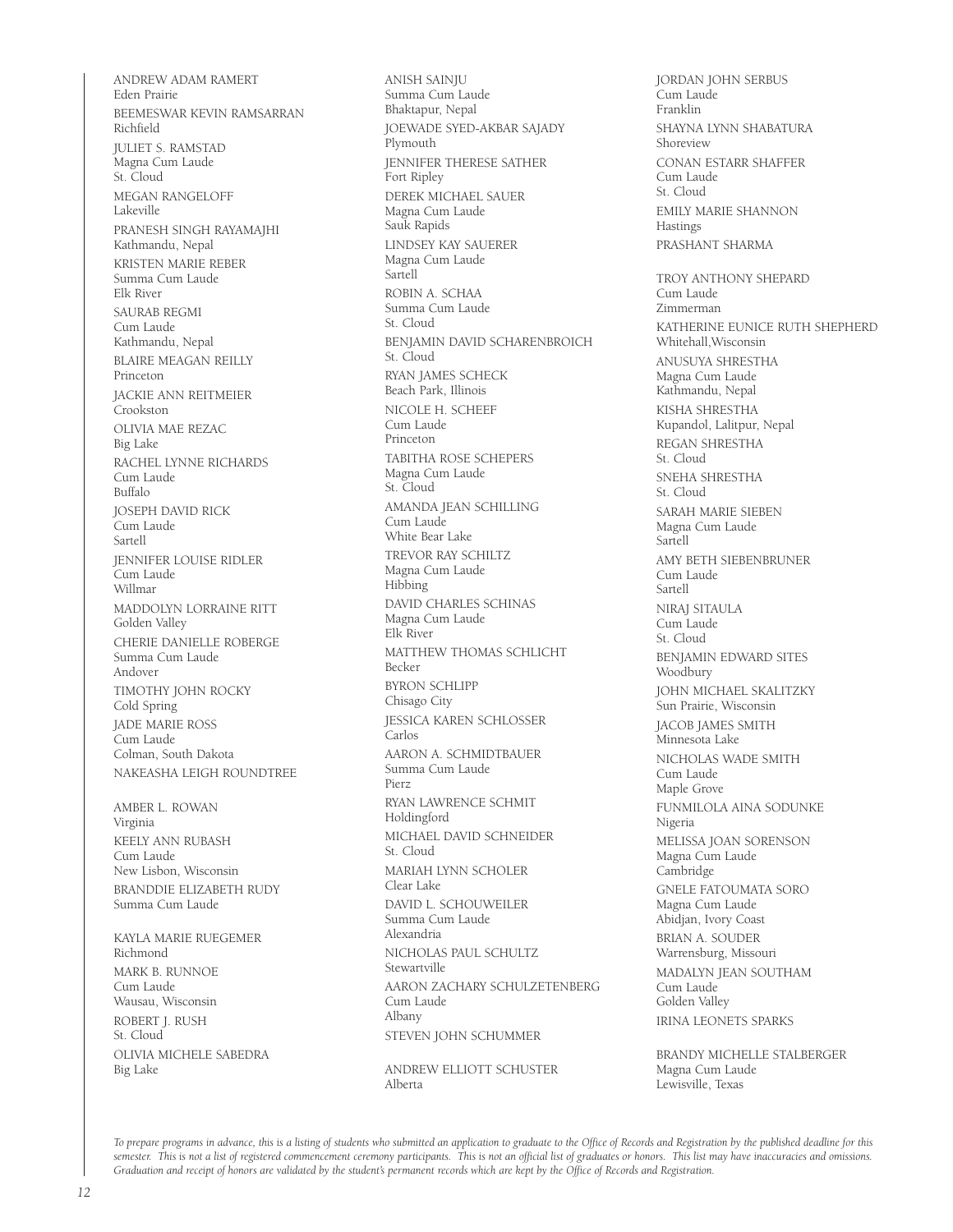ANDREW ADAM RAMERT
Eden Prairie

BEEMESWAR KEVIN RAMSARRAN
Richfield

JULIET S. RAMSTAD
Magna Cum Laude
St. Cloud

MEGAN RANGELOFF
Lakeville

PRANESH SINGH RAYAMAJHI
Kathmandu, Nepal

KRISTEN MARIE REBER
Summa Cum Laude
Elk River

SAURAB REGMI
Cum Laude
Kathmandu, Nepal

BLAIRE MEAGAN REILLY
Princeton

JACKIE ANN REITMEIER
Crookston

OLIVIA MAE REZAC
Big Lake

RACHEL LYNNE RICHARDS
Cum Laude
Buffalo

JOSEPH DAVID RICK
Cum Laude
Sartell

JENNIFER LOUISE RIDLER
Cum Laude
Willmar

MADDOLYN LORRAINE RITT
Golden Valley

CHERIE DANIELLE ROBERGE
Summa Cum Laude
Andover

TIMOTHY JOHN ROCKY
Cold Spring

JADE MARIE ROSS
Cum Laude
Colman, South Dakota

NAKEASHA LEIGH ROUNDTREE

AMBER L. ROWAN
Virginia

KEELY ANN RUBASH
Cum Laude
New Lisbon, Wisconsin

BRANDDIE ELIZABETH RUDY
Summa Cum Laude

KAYLA MARIE RUEGEMER
Richmond

MARK B. RUNNOE
Cum Laude
Wausau, Wisconsin

ROBERT J. RUSH
St. Cloud

OLIVIA MICHELE SABEDRA
Big Lake

ANISH SAINJU
Summa Cum Laude
Bhaktapur, Nepal

JOEWADE SYED-AKBAR SAJADY
Plymouth

JENNIFER THERESE SATHER
Fort Ripley

DEREK MICHAEL SAUER
Magna Cum Laude
Sauk Rapids

LINDSEY KAY SAUERER
Magna Cum Laude
Sartell

ROBIN A. SCHAA
Summa Cum Laude
St. Cloud

BENJAMIN DAVID SCHARENBROICH
St. Cloud

RYAN JAMES SCHECK
Beach Park, Illinois

NICOLE H. SCHEEF
Cum Laude
Princeton

TABITHA ROSE SCHEPERS
Magna Cum Laude
St. Cloud

AMANDA JEAN SCHILLING
Cum Laude
White Bear Lake

TREVOR RAY SCHILTZ
Magna Cum Laude
Hibbing

DAVID CHARLES SCHINAS
Magna Cum Laude
Elk River

MATTHEW THOMAS SCHLICHT
Becker

BYRON SCHLIPP
Chisago City

JESSICA KAREN SCHLOSSER
Carlos

AARON A. SCHMIDTBAUER
Summa Cum Laude
Pierz

RYAN LAWRENCE SCHMIT
Holdingford

MICHAEL DAVID SCHNEIDER
St. Cloud

MARIAH LYNN SCHOLER
Clear Lake

DAVID L. SCHOUWEILER
Summa Cum Laude
Alexandria

NICHOLAS PAUL SCHULTZ
Stewartville

AARON ZACHARY SCHULZETENBERG
Cum Laude
Albany

STEVEN JOHN SCHUMMER

ANDREW ELLIOTT SCHUSTER
Alberta

JORDAN JOHN SERBUS
Cum Laude
Franklin

SHAYNA LYNN SHABATURA
Shoreview

CONAN ESTARR SHAFFER
Cum Laude
St. Cloud

EMILY MARIE SHANNON
Hastings

PRASHANT SHARMA

TROY ANTHONY SHEPARD
Cum Laude
Zimmerman

KATHERINE EUNICE RUTH SHEPHERD
Whitehall,Wisconsin

ANUSUYA SHRESTHA
Magna Cum Laude
Kathmandu, Nepal

KISHA SHRESTHA
Kupandol, Lalitpur, Nepal

REGAN SHRESTHA
St. Cloud

SNEHA SHRESTHA
St. Cloud

SARAH MARIE SIEBEN
Magna Cum Laude
Sartell

AMY BETH SIEBENBRUNER
Cum Laude
Sartell

NIRAJ SITAULA
Cum Laude
St. Cloud

BENJAMIN EDWARD SITES
Woodbury

JOHN MICHAEL SKALITZKY
Sun Prairie, Wisconsin

JACOB JAMES SMITH
Minnesota Lake

NICHOLAS WADE SMITH
Cum Laude
Maple Grove

FUNMILOLA AINA SODUNKE
Nigeria

MELISSA JOAN SORENSON
Magna Cum Laude
Cambridge

GNELE FATOUMATA SORO
Magna Cum Laude
Abidjan, Ivory Coast

BRIAN A. SOUDER
Warrensburg, Missouri

MADALYN JEAN SOUTHAM
Cum Laude
Golden Valley

IRINA LEONETS SPARKS

BRANDY MICHELLE STALBERGER
Magna Cum Laude
Lewisville, Texas

*To prepare programs in advance, this is a listing of students who submitted an application to graduate to the Office of Records and Registration by the published deadline for this semester. This is not a list of registered commencement ceremony participants. This is not an official list of graduates or honors. This list may have inaccuracies and omissions. Graduation and receipt of honors are validated by the student's permanent records which are kept by the Office of Records and Registration.*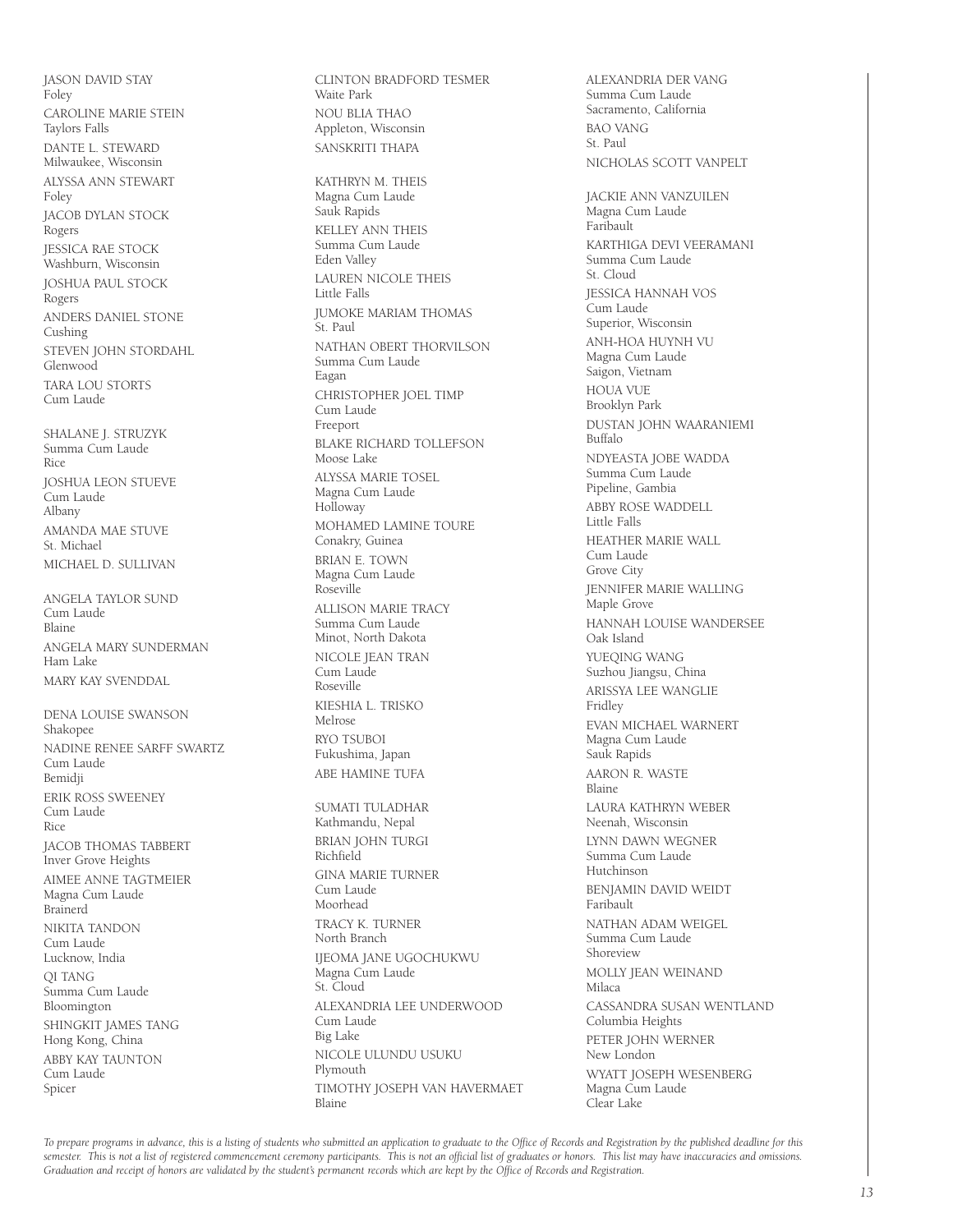JASON DAVID STAY
Foley

CAROLINE MARIE STEIN
Taylors Falls

DANTE L. STEWARD
Milwaukee, Wisconsin

ALYSSA ANN STEWART
Foley

JACOB DYLAN STOCK
Rogers

JESSICA RAE STOCK
Washburn, Wisconsin

JOSHUA PAUL STOCK
Rogers

ANDERS DANIEL STONE
Cushing

STEVEN JOHN STORDAHL
Glenwood

TARA LOU STORTS
Cum Laude

SHALANE J. STRUZYK
Summa Cum Laude
Rice

JOSHUA LEON STUEVE
Cum Laude
Albany

AMANDA MAE STUVE
St. Michael

MICHAEL D. SULLIVAN

ANGELA TAYLOR SUND
Cum Laude
Blaine

ANGELA MARY SUNDERMAN
Ham Lake

MARY KAY SVENDDAL

DENA LOUISE SWANSON
Shakopee

NADINE RENEE SARFF SWARTZ
Cum Laude
Bemidji

ERIK ROSS SWEENEY
Cum Laude
Rice

JACOB THOMAS TABBERT
Inver Grove Heights

AIMEE ANNE TAGTMEIER
Magna Cum Laude
Brainerd

NIKITA TANDON
Cum Laude
Lucknow, India

QI TANG
Summa Cum Laude
Bloomington

SHINGKIT JAMES TANG
Hong Kong, China

ABBY KAY TAUNTON
Cum Laude
Spicer

CLINTON BRADFORD TESMER
Waite Park

NOU BLIA THAO
Appleton, Wisconsin

SANSKRITI THAPA

KATHRYN M. THEIS
Magna Cum Laude
Sauk Rapids

KELLEY ANN THEIS
Summa Cum Laude
Eden Valley

LAUREN NICOLE THEIS
Little Falls

JUMOKE MARIAM THOMAS
St. Paul

NATHAN OBERT THORVILSON
Summa Cum Laude
Eagan

CHRISTOPHER JOEL TIMP
Cum Laude
Freeport

BLAKE RICHARD TOLLEFSON
Moose Lake

ALYSSA MARIE TOSEL
Magna Cum Laude
Holloway

MOHAMED LAMINE TOURE
Conakry, Guinea

BRIAN E. TOWN
Magna Cum Laude
Roseville

ALLISON MARIE TRACY
Summa Cum Laude
Minot, North Dakota

NICOLE JEAN TRAN
Cum Laude
Roseville

KIESHIA L. TRISKO
Melrose

RYO TSUBOI
Fukushima, Japan

ABE HAMINE TUFA

SUMATI TULADHAR
Kathmandu, Nepal

BRIAN JOHN TURGI
Richfield

GINA MARIE TURNER
Cum Laude
Moorhead

TRACY K. TURNER
North Branch

IJEOMA JANE UGOCHUKWU
Magna Cum Laude
St. Cloud

ALEXANDRIA LEE UNDERWOOD
Cum Laude
Big Lake

NICOLE ULUNDU USUKU
Plymouth

TIMOTHY JOSEPH VAN HAVERMAET
Blaine

ALEXANDRIA DER VANG
Summa Cum Laude
Sacramento, California

BAO VANG
St. Paul

NICHOLAS SCOTT VANPELT

JACKIE ANN VANZUILEN
Magna Cum Laude
Faribault

KARTHIGA DEVI VEERAMANI
Summa Cum Laude
St. Cloud

JESSICA HANNAH VOS
Cum Laude
Superior, Wisconsin

ANH-HOA HUYNH VU
Magna Cum Laude
Saigon, Vietnam

HOUA VUE
Brooklyn Park

DUSTAN JOHN WAARANIEMI
Buffalo

NDYEASTA JOBE WADDA
Summa Cum Laude
Pipeline, Gambia

ABBY ROSE WADDELL
Little Falls

HEATHER MARIE WALL
Cum Laude
Grove City

JENNIFER MARIE WALLING
Maple Grove

HANNAH LOUISE WANDERSEE
Oak Island

YUEQING WANG
Suzhou Jiangsu, China

ARISSYA LEE WANGLIE
Fridley

EVAN MICHAEL WARNERT
Magna Cum Laude
Sauk Rapids

AARON R. WASTE
Blaine

LAURA KATHRYN WEBER
Neenah, Wisconsin

LYNN DAWN WEGNER
Summa Cum Laude
Hutchinson

BENJAMIN DAVID WEIDT
Faribault

NATHAN ADAM WEIGEL
Summa Cum Laude
Shoreview

MOLLY JEAN WEINAND
Milaca

CASSANDRA SUSAN WENTLAND
Columbia Heights

PETER JOHN WERNER
New London

WYATT JOSEPH WESENBERG
Magna Cum Laude
Clear Lake

*To prepare programs in advance, this is a listing of students who submitted an application to graduate to the Office of Records and Registration by the published deadline for this semester. This is not a list of registered commencement ceremony participants. This is not an official list of graduates or honors. This list may have inaccuracies and omissions. Graduation and receipt of honors are validated by the student's permanent records which are kept by the Office of Records and Registration.*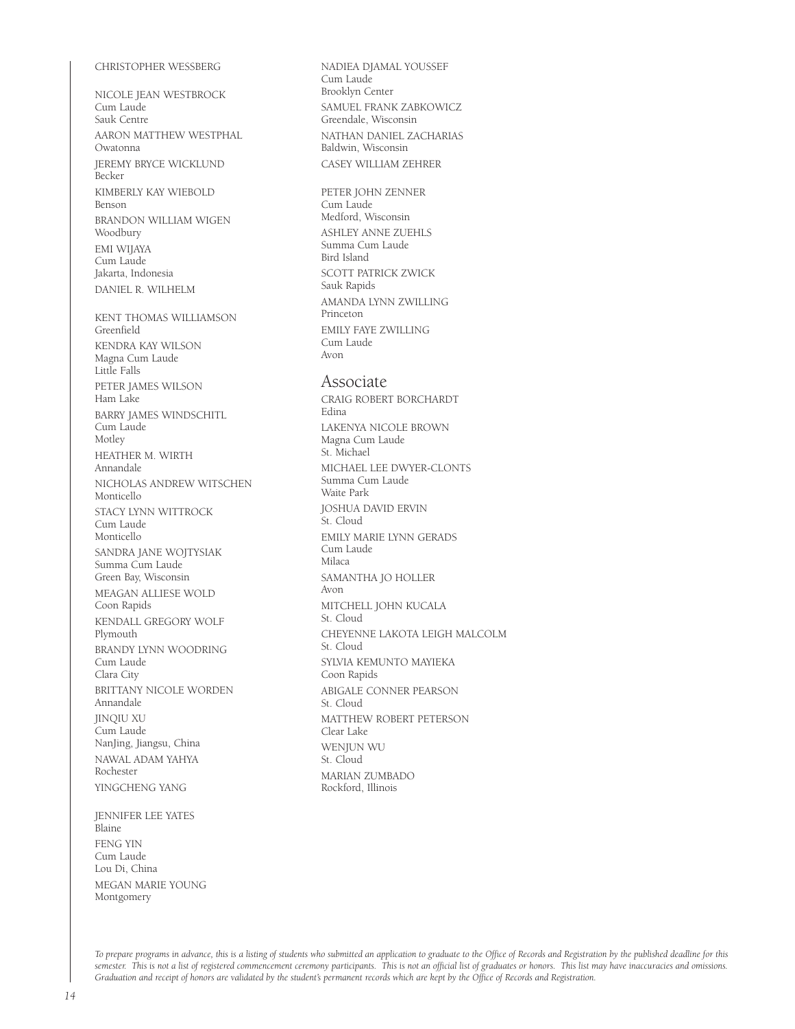CHRISTOPHER WESSBERG

NICOLE JEAN WESTBROCK
Cum Laude
Sauk Centre

AARON MATTHEW WESTPHAL
Owatonna

JEREMY BRYCE WICKLUND
Becker

KIMBERLY KAY WIEBOLD
Benson

BRANDON WILLIAM WIGEN
Woodbury

EMI WIJAYA
Cum Laude
Jakarta, Indonesia

DANIEL R. WILHELM

KENT THOMAS WILLIAMSON
Greenfield

KENDRA KAY WILSON
Magna Cum Laude
Little Falls

PETER JAMES WILSON
Ham Lake

BARRY JAMES WINDSCHITL
Cum Laude
Motley

HEATHER M. WIRTH
Annandale

NICHOLAS ANDREW WITSCHEN
Monticello

STACY LYNN WITTROCK
Cum Laude
Monticello

SANDRA JANE WOJTYSIAK
Summa Cum Laude
Green Bay, Wisconsin

MEAGAN ALLIESE WOLD
Coon Rapids

KENDALL GREGORY WOLF
Plymouth

BRANDY LYNN WOODRING
Cum Laude
Clara City

BRITTANY NICOLE WORDEN
Annandale

JINQIU XU
Cum Laude
NanJing, Jiangsu, China

NAWAL ADAM YAHYA
Rochester

YINGCHENG YANG

JENNIFER LEE YATES
Blaine

FENG YIN
Cum Laude
Lou Di, China

MEGAN MARIE YOUNG
Montgomery

NADIEA DJAMAL YOUSSEF
Cum Laude
Brooklyn Center

SAMUEL FRANK ZABKOWICZ
Greendale, Wisconsin

NATHAN DANIEL ZACHARIAS
Baldwin, Wisconsin

CASEY WILLIAM ZEHRER

PETER JOHN ZENNER
Cum Laude
Medford, Wisconsin

ASHLEY ANNE ZUEHLS
Summa Cum Laude
Bird Island

SCOTT PATRICK ZWICK
Sauk Rapids

AMANDA LYNN ZWILLING
Princeton

EMILY FAYE ZWILLING
Cum Laude
Avon

## Associate

CRAIG ROBERT BORCHARDT
Edina

LAKENYA NICOLE BROWN
Magna Cum Laude
St. Michael

MICHAEL LEE DWYER-CLONTS
Summa Cum Laude
Waite Park

JOSHUA DAVID ERVIN
St. Cloud

EMILY MARIE LYNN GERADS
Cum Laude
Milaca

SAMANTHA JO HOLLER
Avon

MITCHELL JOHN KUCALA
St. Cloud

CHEYENNE LAKOTA LEIGH MALCOLM
St. Cloud

SYLVIA KEMUNTO MAYIEKA
Coon Rapids

ABIGALE CONNER PEARSON
St. Cloud

MATTHEW ROBERT PETERSON
Clear Lake

WENJUN WU
St. Cloud

MARIAN ZUMBADO
Rockford, Illinois

*To prepare programs in advance, this is a listing of students who submitted an application to graduate to the Office of Records and Registration by the published deadline for this semester. This is not a list of registered commencement ceremony participants. This is not an official list of graduates or honors. This list may have inaccuracies and omissions. Graduation and receipt of honors are validated by the student's permanent records which are kept by the Office of Records and Registration.*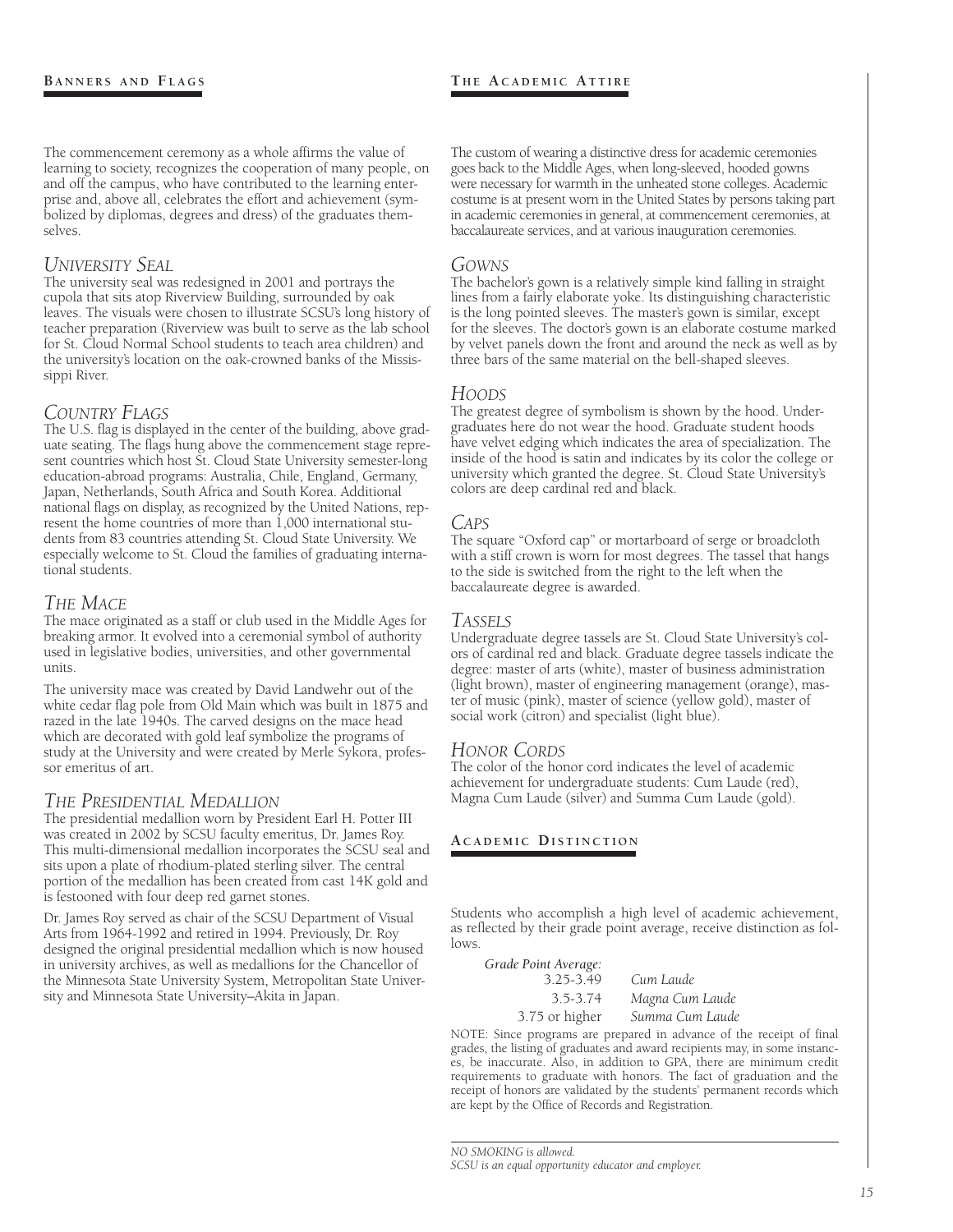## Banners and Flags

The commencement ceremony as a whole affirms the value of learning to society, recognizes the cooperation of many people, on and off the campus, who have contributed to the learning enterprise and, above all, celebrates the effort and achievement (symbolized by diplomas, degrees and dress) of the graduates themselves.

### *University Seal*

The university seal was redesigned in 2001 and portrays the cupola that sits atop Riverview Building, surrounded by oak leaves. The visuals were chosen to illustrate SCSU's long history of teacher preparation (Riverview was built to serve as the lab school for St. Cloud Normal School students to teach area children) and the university's location on the oak-crowned banks of the Mississippi River.

### *Country Flags*

The U.S. flag is displayed in the center of the building, above graduate seating. The flags hung above the commencement stage represent countries which host St. Cloud State University semester-long education-abroad programs: Australia, Chile, England, Germany, Japan, Netherlands, South Africa and South Korea. Additional national flags on display, as recognized by the United Nations, represent the home countries of more than 1,000 international students from 83 countries attending St. Cloud State University. We especially welcome to St. Cloud the families of graduating international students.

### *The Mace*

The mace originated as a staff or club used in the Middle Ages for breaking armor. It evolved into a ceremonial symbol of authority used in legislative bodies, universities, and other governmental units.

The university mace was created by David Landwehr out of the white cedar flag pole from Old Main which was built in 1875 and razed in the late 1940s. The carved designs on the mace head which are decorated with gold leaf symbolize the programs of study at the University and were created by Merle Sykora, professor emeritus of art.

### *The Presidential Medallion*

The presidential medallion worn by President Earl H. Potter III was created in 2002 by SCSU faculty emeritus, Dr. James Roy. This multi-dimensional medallion incorporates the SCSU seal and sits upon a plate of rhodium-plated sterling silver. The central portion of the medallion has been created from cast 14K gold and is festooned with four deep red garnet stones.

Dr. James Roy served as chair of the SCSU Department of Visual Arts from 1964-1992 and retired in 1994. Previously, Dr. Roy designed the original presidential medallion which is now housed in university archives, as well as medallions for the Chancellor of the Minnesota State University System, Metropolitan State University and Minnesota State University–Akita in Japan.

## The Academic Attire

The custom of wearing a distinctive dress for academic ceremonies goes back to the Middle Ages, when long-sleeved, hooded gowns were necessary for warmth in the unheated stone colleges. Academic costume is at present worn in the United States by persons taking part in academic ceremonies in general, at commencement ceremonies, at baccalaureate services, and at various inauguration ceremonies.

### *Gowns*

The bachelor's gown is a relatively simple kind falling in straight lines from a fairly elaborate yoke. Its distinguishing characteristic is the long pointed sleeves. The master's gown is similar, except for the sleeves. The doctor's gown is an elaborate costume marked by velvet panels down the front and around the neck as well as by three bars of the same material on the bell-shaped sleeves.

### *Hoods*

The greatest degree of symbolism is shown by the hood. Undergraduates here do not wear the hood. Graduate student hoods have velvet edging which indicates the area of specialization. The inside of the hood is satin and indicates by its color the college or university which granted the degree. St. Cloud State University's colors are deep cardinal red and black.

### *Caps*

The square "Oxford cap" or mortarboard of serge or broadcloth with a stiff crown is worn for most degrees. The tassel that hangs to the side is switched from the right to the left when the baccalaureate degree is awarded.

### *Tassels*

Undergraduate degree tassels are St. Cloud State University's colors of cardinal red and black. Graduate degree tassels indicate the degree: master of arts (white), master of business administration (light brown), master of engineering management (orange), master of music (pink), master of science (yellow gold), master of social work (citron) and specialist (light blue).

### *Honor Cords*

The color of the honor cord indicates the level of academic achievement for undergraduate students: Cum Laude (red), Magna Cum Laude (silver) and Summa Cum Laude (gold).

## Academic Distinction

Students who accomplish a high level of academic achievement, as reflected by their grade point average, receive distinction as follows.

| *Grade Point Average:* | |
|---|---|
| 3.25-3.49 | *Cum Laude* |
| 3.5-3.74 | *Magna Cum Laude* |
| 3.75 or higher | *Summa Cum Laude* |

NOTE: Since programs are prepared in advance of the receipt of final grades, the listing of graduates and award recipients may, in some instances, be inaccurate. Also, in addition to GPA, there are minimum credit requirements to graduate with honors. The fact of graduation and the receipt of honors are validated by the students' permanent records which are kept by the Office of Records and Registration.

*NO SMOKING is allowed.*
*SCSU is an equal opportunity educator and employer.*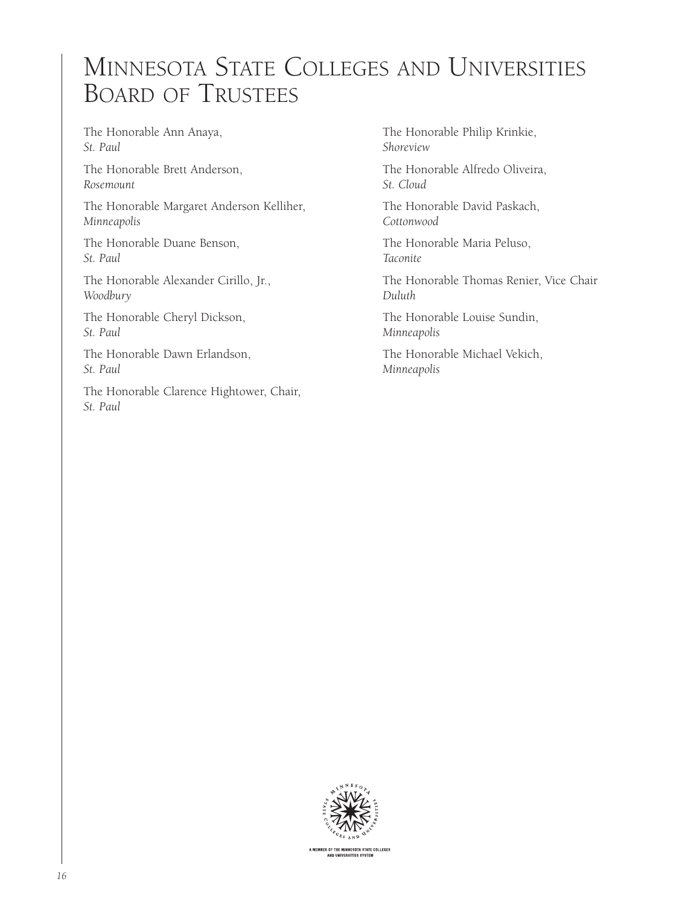# Minnesota State Colleges and Universities Board of Trustees

The Honorable Ann Anaya,
*St. Paul*

The Honorable Brett Anderson,
*Rosemount*

The Honorable Margaret Anderson Kelliher,
*Minneapolis*

The Honorable Duane Benson,
*St. Paul*

The Honorable Alexander Cirillo, Jr.,
*Woodbury*

The Honorable Cheryl Dickson,
*St. Paul*

The Honorable Dawn Erlandson,
*St. Paul*

The Honorable Clarence Hightower, Chair,
*St. Paul*

The Honorable Philip Krinkie,
*Shoreview*

The Honorable Alfredo Oliveira,
*St. Cloud*

The Honorable David Paskach,
*Cottonwood*

The Honorable Maria Peluso,
*Taconite*

The Honorable Thomas Renier, Vice Chair
*Duluth*

The Honorable Louise Sundin,
*Minneapolis*

The Honorable Michael Vekich,
*Minneapolis*

A MEMBER OF THE MINNESOTA STATE COLLEGES AND UNIVERSITIES SYSTEM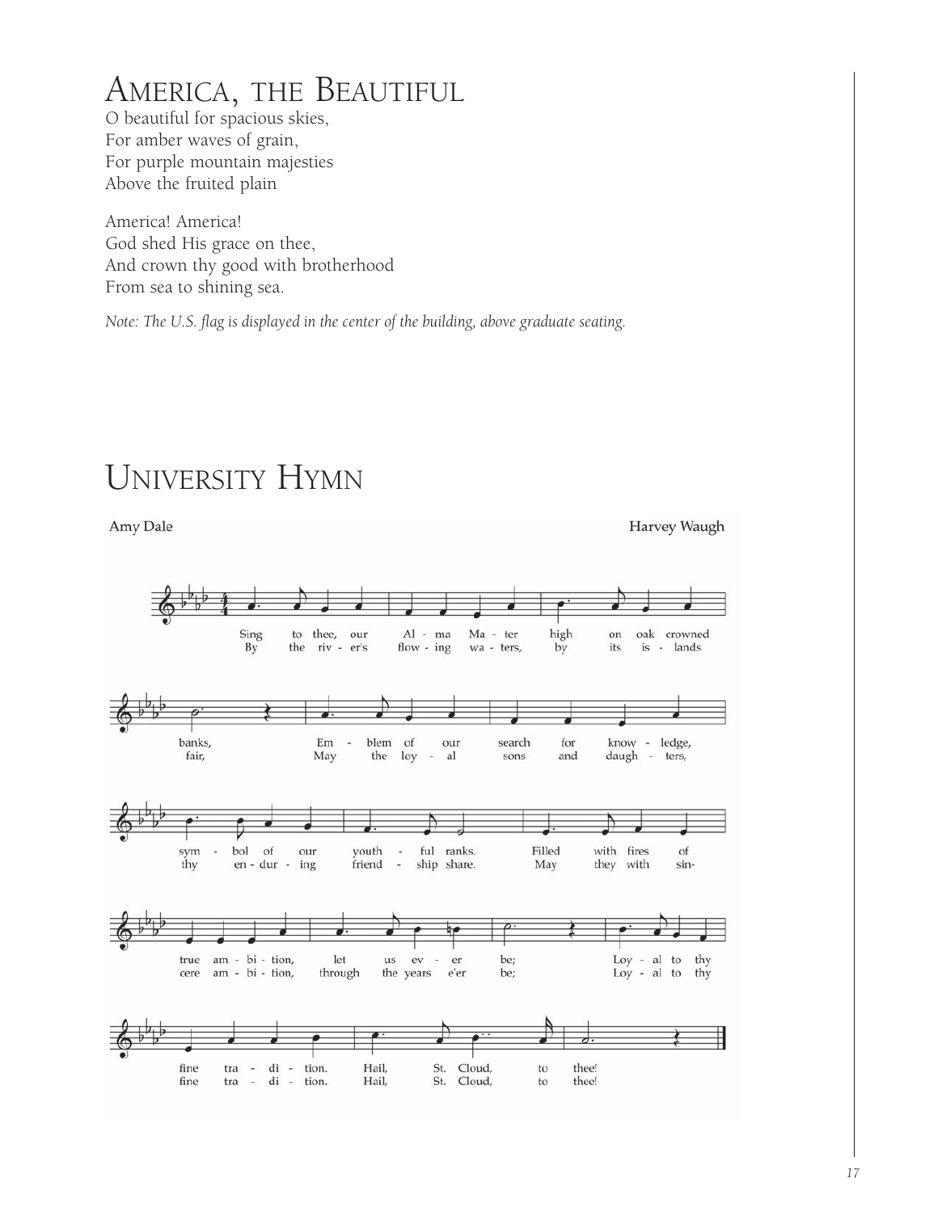# America, the Beautiful

O beautiful for spacious skies,
For amber waves of grain,
For purple mountain majesties
Above the fruited plain

America! America!
God shed His grace on thee,
And crown thy good with brotherhood
From sea to shining sea.

*Note: The U.S. flag is displayed in the center of the building, above graduate seating.*

# University Hymn

Amy Dale

Harvey Waugh

Sing to thee, our Al - ma Ma - ter high on oak crowned banks, Em - blem of our search for know - ledge, sym - bol of our youth - ful ranks. Filled with fires of true am - bi - tion, let us ev - er be; Loy - al to thy fine tra - di - tion. Hail, St. Cloud, to thee!

By the riv - er's flow - ing wa - ters, by its is - lands fair, May the loy - al sons and daugh - ters, thy en - dur - ing friend - ship share. May they with sin- cere am - bi - tion, through the years e'er be; Loy - al to thy fine tra - di - tion. Hail, St. Cloud, to thee!